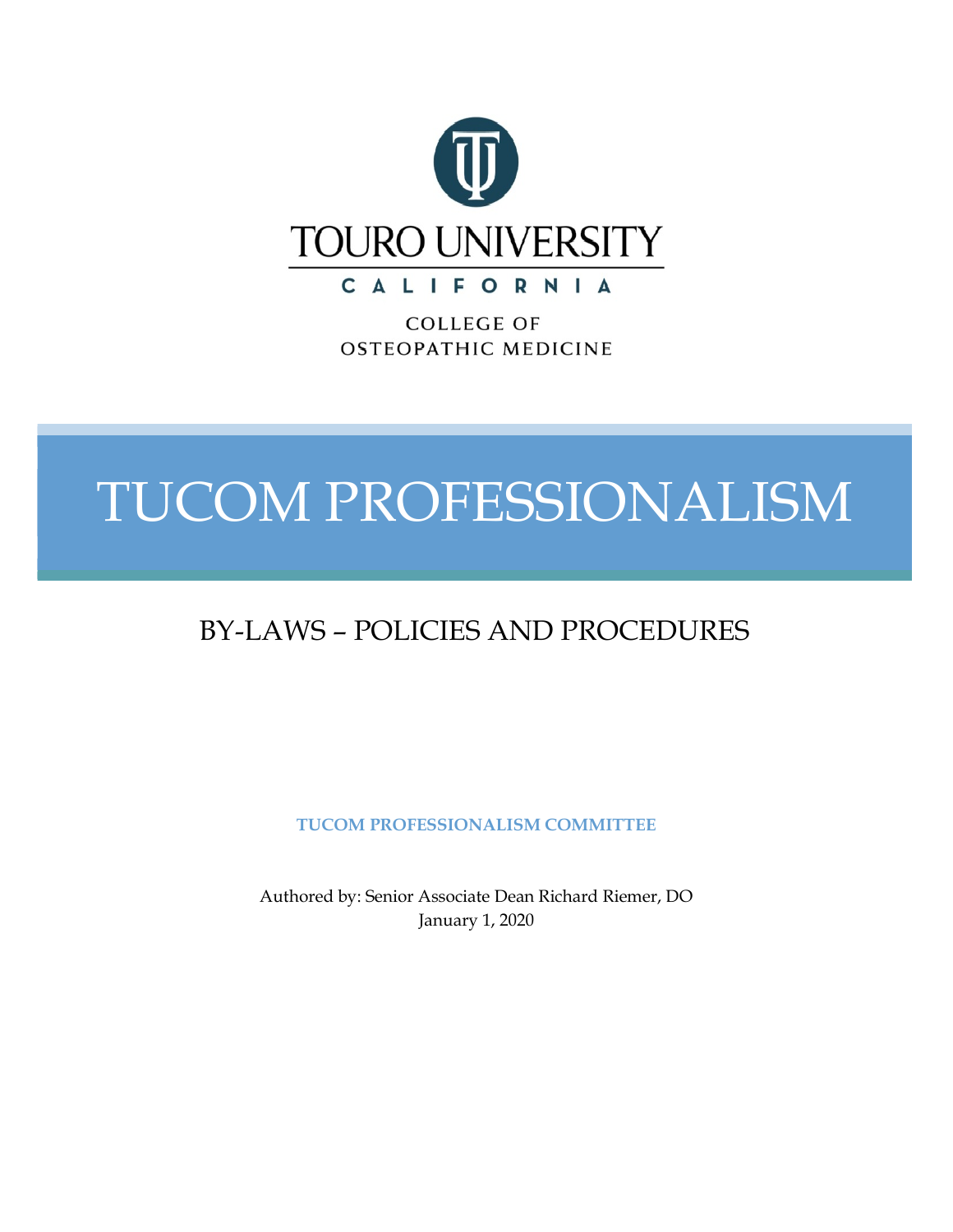TOURO UNIVERSITY

CALIFORNIA

COLLEGE OF
OSTEOPATHIC MEDICINE

# TUCOM PROFESSIONALISM

## BY-LAWS – POLICIES AND PROCEDURES

**TUCOM PROFESSIONALISM COMMITTEE**

Authored by: Senior Associate Dean Richard Riemer, DO
January 1, 2020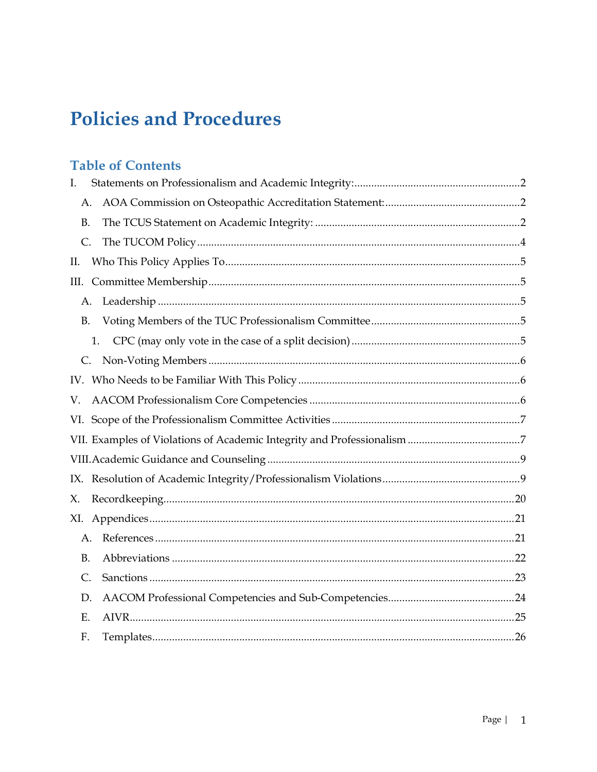# Policies and Procedures

## Table of Contents

I. Statements on Professionalism and Academic Integrity: ....... 2

- A. AOA Commission on Osteopathic Accreditation Statement: ....... 2
- B. The TCUS Statement on Academic Integrity: ....... 2
- C. The TUCOM Policy ....... 4

II. Who This Policy Applies To ....... 5

III. Committee Membership ....... 5

- A. Leadership ....... 5
- B. Voting Members of the TUC Professionalism Committee ....... 5
  - 1. CPC (may only vote in the case of a split decision) ....... 5
- C. Non-Voting Members ....... 6

IV. Who Needs to be Familiar With This Policy ....... 6

V. AACOM Professionalism Core Competencies ....... 6

VI. Scope of the Professionalism Committee Activities ....... 7

VII. Examples of Violations of Academic Integrity and Professionalism ....... 7

VIII. Academic Guidance and Counseling ....... 9

IX. Resolution of Academic Integrity/Professionalism Violations ....... 9

X. Recordkeeping ....... 20

XI. Appendices ....... 21

- A. References ....... 21
- B. Abbreviations ....... 22
- C. Sanctions ....... 23
- D. AACOM Professional Competencies and Sub-Competencies ....... 24
- E. AIVR ....... 25
- F. Templates ....... 26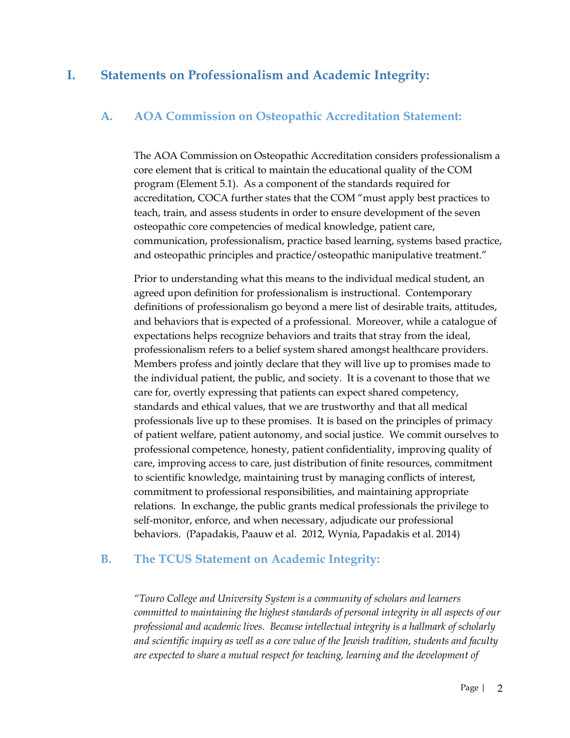# I. Statements on Professionalism and Academic Integrity:

## A. AOA Commission on Osteopathic Accreditation Statement:

The AOA Commission on Osteopathic Accreditation considers professionalism a core element that is critical to maintain the educational quality of the COM program (Element 5.1). As a component of the standards required for accreditation, COCA further states that the COM "must apply best practices to teach, train, and assess students in order to ensure development of the seven osteopathic core competencies of medical knowledge, patient care, communication, professionalism, practice based learning, systems based practice, and osteopathic principles and practice/osteopathic manipulative treatment."

Prior to understanding what this means to the individual medical student, an agreed upon definition for professionalism is instructional. Contemporary definitions of professionalism go beyond a mere list of desirable traits, attitudes, and behaviors that is expected of a professional. Moreover, while a catalogue of expectations helps recognize behaviors and traits that stray from the ideal, professionalism refers to a belief system shared amongst healthcare providers. Members profess and jointly declare that they will live up to promises made to the individual patient, the public, and society. It is a covenant to those that we care for, overtly expressing that patients can expect shared competency, standards and ethical values, that we are trustworthy and that all medical professionals live up to these promises. It is based on the principles of primacy of patient welfare, patient autonomy, and social justice. We commit ourselves to professional competence, honesty, patient confidentiality, improving quality of care, improving access to care, just distribution of finite resources, commitment to scientific knowledge, maintaining trust by managing conflicts of interest, commitment to professional responsibilities, and maintaining appropriate relations. In exchange, the public grants medical professionals the privilege to self-monitor, enforce, and when necessary, adjudicate our professional behaviors. (Papadakis, Paauw et al. 2012, Wynia, Papadakis et al. 2014)

## B. The TCUS Statement on Academic Integrity:

*"Touro College and University System is a community of scholars and learners committed to maintaining the highest standards of personal integrity in all aspects of our professional and academic lives. Because intellectual integrity is a hallmark of scholarly and scientific inquiry as well as a core value of the Jewish tradition, students and faculty are expected to share a mutual respect for teaching, learning and the development of*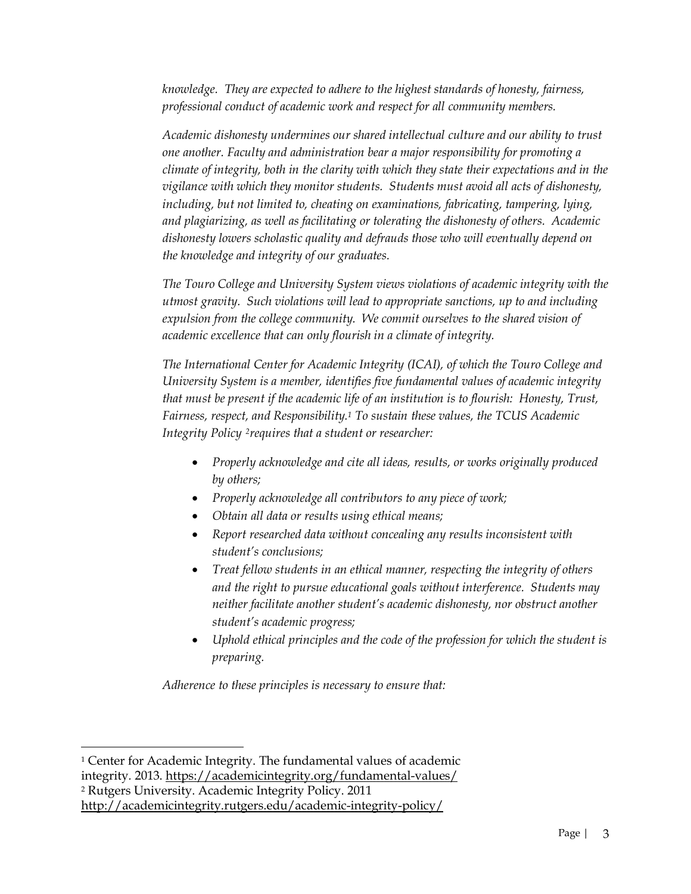*knowledge. They are expected to adhere to the highest standards of honesty, fairness, professional conduct of academic work and respect for all community members.*

*Academic dishonesty undermines our shared intellectual culture and our ability to trust one another. Faculty and administration bear a major responsibility for promoting a climate of integrity, both in the clarity with which they state their expectations and in the vigilance with which they monitor students. Students must avoid all acts of dishonesty, including, but not limited to, cheating on examinations, fabricating, tampering, lying, and plagiarizing, as well as facilitating or tolerating the dishonesty of others. Academic dishonesty lowers scholastic quality and defrauds those who will eventually depend on the knowledge and integrity of our graduates.*

*The Touro College and University System views violations of academic integrity with the utmost gravity. Such violations will lead to appropriate sanctions, up to and including expulsion from the college community. We commit ourselves to the shared vision of academic excellence that can only flourish in a climate of integrity.*

*The International Center for Academic Integrity (ICAI), of which the Touro College and University System is a member, identifies five fundamental values of academic integrity that must be present if the academic life of an institution is to flourish: Honesty, Trust, Fairness, respect, and Responsibility.[1] To sustain these values, the TCUS Academic Integrity Policy [2]requires that a student or researcher:*

- *Properly acknowledge and cite all ideas, results, or works originally produced by others;*
- *Properly acknowledge all contributors to any piece of work;*
- *Obtain all data or results using ethical means;*
- *Report researched data without concealing any results inconsistent with student's conclusions;*
- *Treat fellow students in an ethical manner, respecting the integrity of others and the right to pursue educational goals without interference. Students may neither facilitate another student's academic dishonesty, nor obstruct another student's academic progress;*
- *Uphold ethical principles and the code of the profession for which the student is preparing.*

*Adherence to these principles is necessary to ensure that:*

---

[1] Center for Academic Integrity. The fundamental values of academic integrity. 2013. https://academicintegrity.org/fundamental-values/

[2] Rutgers University. Academic Integrity Policy. 2011 http://academicintegrity.rutgers.edu/academic-integrity-policy/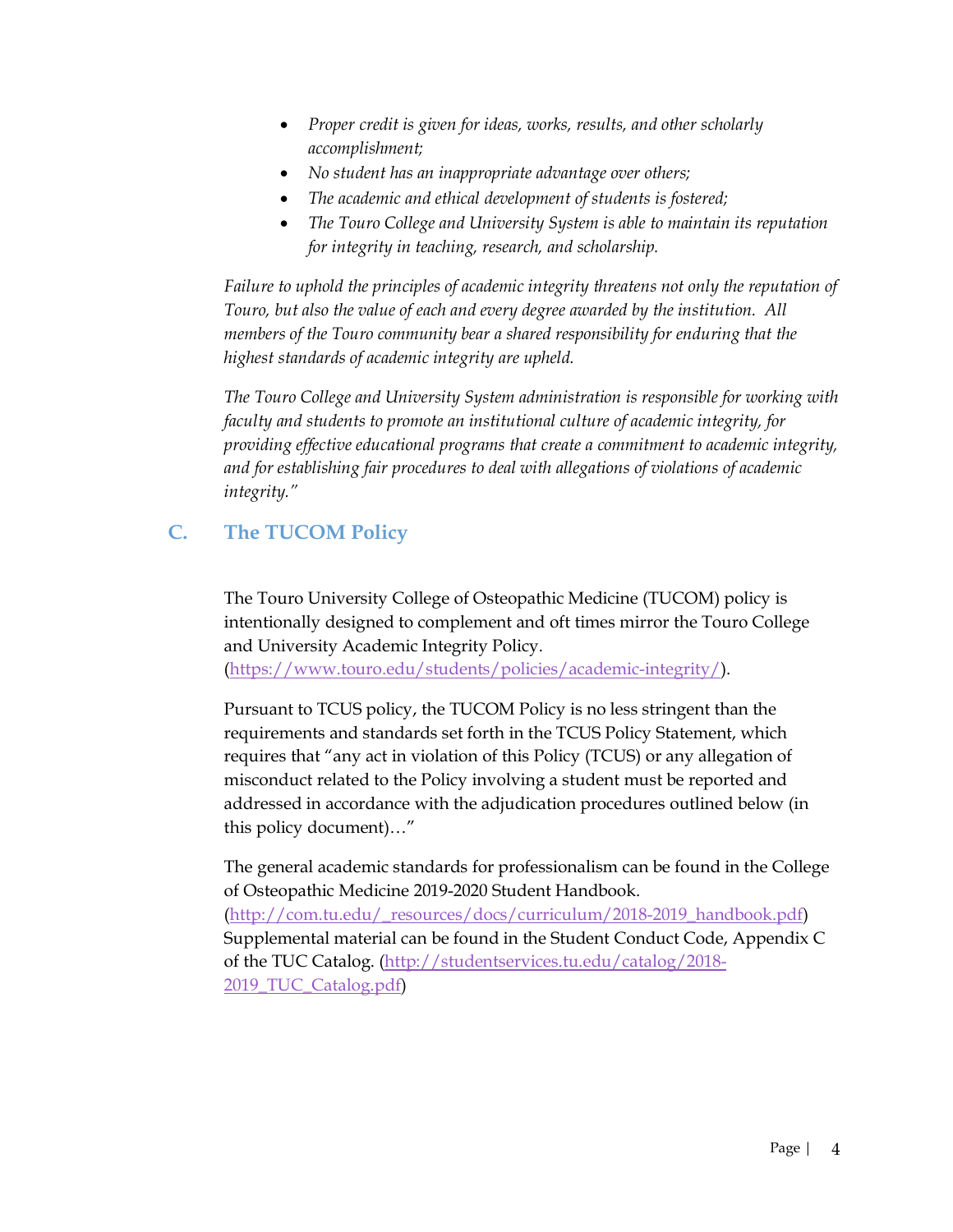- *Proper credit is given for ideas, works, results, and other scholarly accomplishment;*
- *No student has an inappropriate advantage over others;*
- *The academic and ethical development of students is fostered;*
- *The Touro College and University System is able to maintain its reputation for integrity in teaching, research, and scholarship.*

*Failure to uphold the principles of academic integrity threatens not only the reputation of Touro, but also the value of each and every degree awarded by the institution. All members of the Touro community bear a shared responsibility for enduring that the highest standards of academic integrity are upheld.*

*The Touro College and University System administration is responsible for working with faculty and students to promote an institutional culture of academic integrity, for providing effective educational programs that create a commitment to academic integrity, and for establishing fair procedures to deal with allegations of violations of academic integrity."*

## C. The TUCOM Policy

The Touro University College of Osteopathic Medicine (TUCOM) policy is intentionally designed to complement and oft times mirror the Touro College and University Academic Integrity Policy. (https://www.touro.edu/students/policies/academic-integrity/).

Pursuant to TCUS policy, the TUCOM Policy is no less stringent than the requirements and standards set forth in the TCUS Policy Statement, which requires that "any act in violation of this Policy (TCUS) or any allegation of misconduct related to the Policy involving a student must be reported and addressed in accordance with the adjudication procedures outlined below (in this policy document)…"

The general academic standards for professionalism can be found in the College of Osteopathic Medicine 2019-2020 Student Handbook. (http://com.tu.edu/_resources/docs/curriculum/2018-2019_handbook.pdf) Supplemental material can be found in the Student Conduct Code, Appendix C of the TUC Catalog. (http://studentservices.tu.edu/catalog/2018-2019_TUC_Catalog.pdf)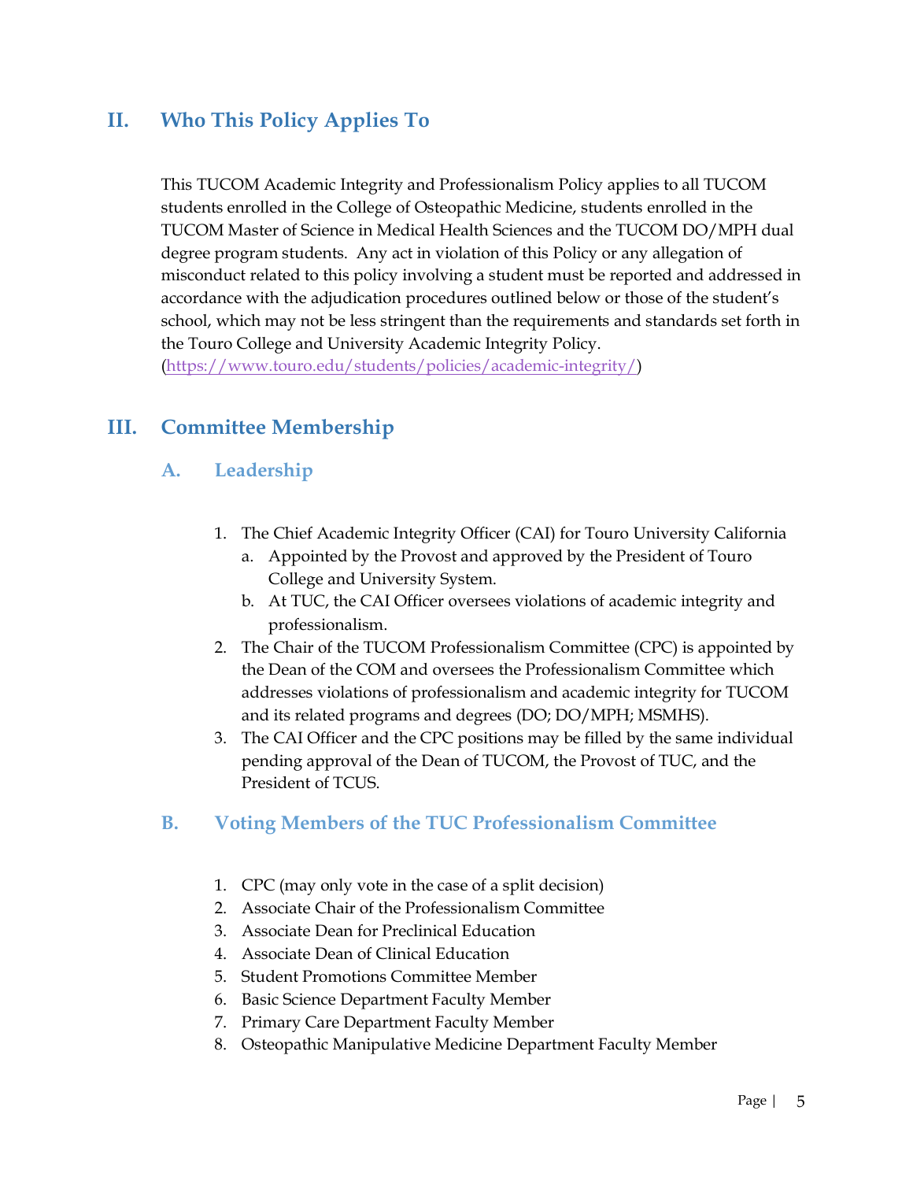## II. Who This Policy Applies To

This TUCOM Academic Integrity and Professionalism Policy applies to all TUCOM students enrolled in the College of Osteopathic Medicine, students enrolled in the TUCOM Master of Science in Medical Health Sciences and the TUCOM DO/MPH dual degree program students. Any act in violation of this Policy or any allegation of misconduct related to this policy involving a student must be reported and addressed in accordance with the adjudication procedures outlined below or those of the student's school, which may not be less stringent than the requirements and standards set forth in the Touro College and University Academic Integrity Policy. (https://www.touro.edu/students/policies/academic-integrity/)

## III. Committee Membership

### A. Leadership

1. The Chief Academic Integrity Officer (CAI) for Touro University California
   a. Appointed by the Provost and approved by the President of Touro College and University System.
   b. At TUC, the CAI Officer oversees violations of academic integrity and professionalism.
2. The Chair of the TUCOM Professionalism Committee (CPC) is appointed by the Dean of the COM and oversees the Professionalism Committee which addresses violations of professionalism and academic integrity for TUCOM and its related programs and degrees (DO; DO/MPH; MSMHS).
3. The CAI Officer and the CPC positions may be filled by the same individual pending approval of the Dean of TUCOM, the Provost of TUC, and the President of TCUS.

### B. Voting Members of the TUC Professionalism Committee

1. CPC (may only vote in the case of a split decision)
2. Associate Chair of the Professionalism Committee
3. Associate Dean for Preclinical Education
4. Associate Dean of Clinical Education
5. Student Promotions Committee Member
6. Basic Science Department Faculty Member
7. Primary Care Department Faculty Member
8. Osteopathic Manipulative Medicine Department Faculty Member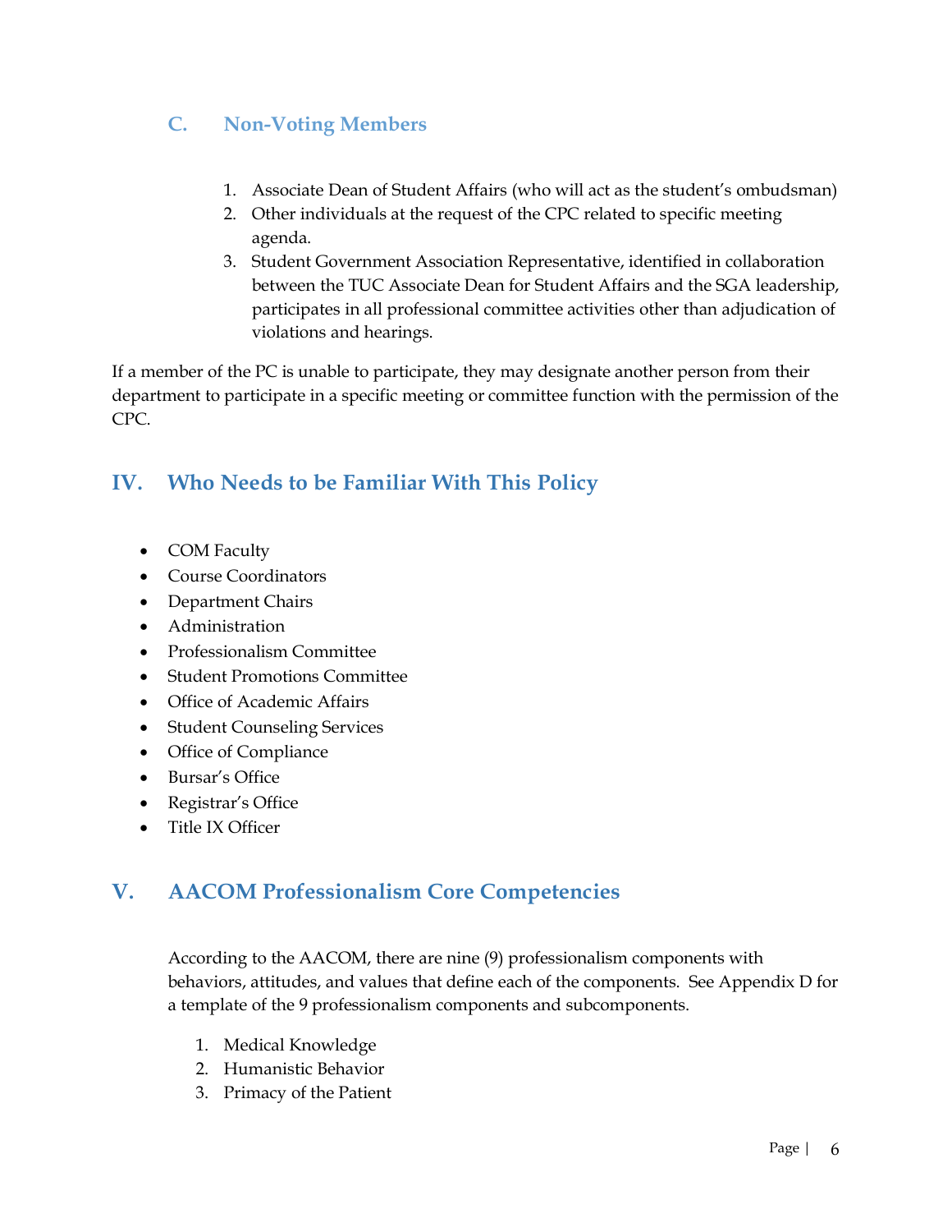### C. Non-Voting Members

1. Associate Dean of Student Affairs (who will act as the student's ombudsman)
2. Other individuals at the request of the CPC related to specific meeting agenda.
3. Student Government Association Representative, identified in collaboration between the TUC Associate Dean for Student Affairs and the SGA leadership, participates in all professional committee activities other than adjudication of violations and hearings.

If a member of the PC is unable to participate, they may designate another person from their department to participate in a specific meeting or committee function with the permission of the CPC.

## IV. Who Needs to be Familiar With This Policy

- COM Faculty
- Course Coordinators
- Department Chairs
- Administration
- Professionalism Committee
- Student Promotions Committee
- Office of Academic Affairs
- Student Counseling Services
- Office of Compliance
- Bursar's Office
- Registrar's Office
- Title IX Officer

## V. AACOM Professionalism Core Competencies

According to the AACOM, there are nine (9) professionalism components with behaviors, attitudes, and values that define each of the components. See Appendix D for a template of the 9 professionalism components and subcomponents.

1. Medical Knowledge
2. Humanistic Behavior
3. Primacy of the Patient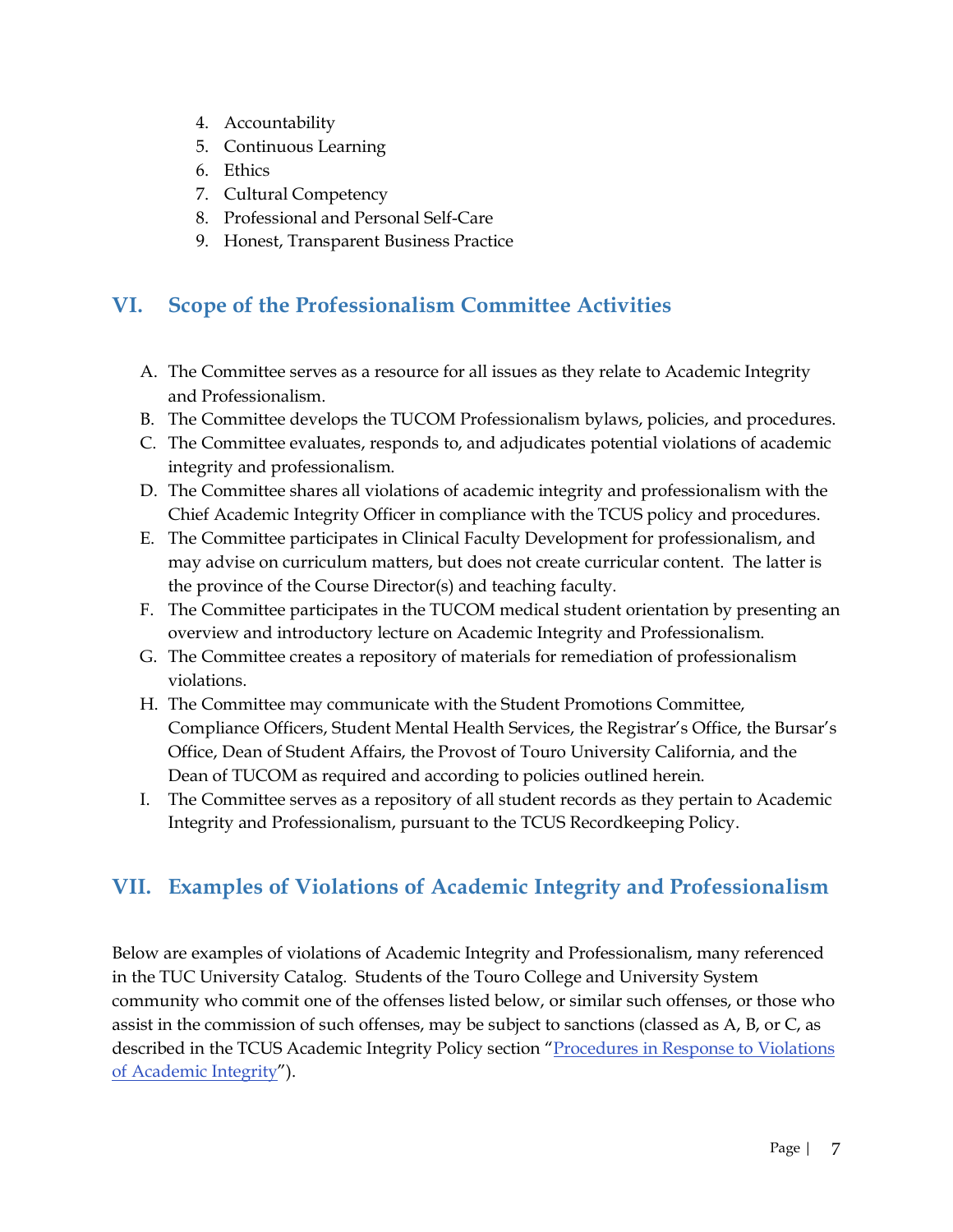4. Accountability
5. Continuous Learning
6. Ethics
7. Cultural Competency
8. Professional and Personal Self-Care
9. Honest, Transparent Business Practice

## VI. Scope of the Professionalism Committee Activities

A. The Committee serves as a resource for all issues as they relate to Academic Integrity and Professionalism.
B. The Committee develops the TUCOM Professionalism bylaws, policies, and procedures.
C. The Committee evaluates, responds to, and adjudicates potential violations of academic integrity and professionalism.
D. The Committee shares all violations of academic integrity and professionalism with the Chief Academic Integrity Officer in compliance with the TCUS policy and procedures.
E. The Committee participates in Clinical Faculty Development for professionalism, and may advise on curriculum matters, but does not create curricular content. The latter is the province of the Course Director(s) and teaching faculty.
F. The Committee participates in the TUCOM medical student orientation by presenting an overview and introductory lecture on Academic Integrity and Professionalism.
G. The Committee creates a repository of materials for remediation of professionalism violations.
H. The Committee may communicate with the Student Promotions Committee, Compliance Officers, Student Mental Health Services, the Registrar's Office, the Bursar's Office, Dean of Student Affairs, the Provost of Touro University California, and the Dean of TUCOM as required and according to policies outlined herein.
I. The Committee serves as a repository of all student records as they pertain to Academic Integrity and Professionalism, pursuant to the TCUS Recordkeeping Policy.

## VII. Examples of Violations of Academic Integrity and Professionalism

Below are examples of violations of Academic Integrity and Professionalism, many referenced in the TUC University Catalog. Students of the Touro College and University System community who commit one of the offenses listed below, or similar such offenses, or those who assist in the commission of such offenses, may be subject to sanctions (classed as A, B, or C, as described in the TCUS Academic Integrity Policy section "Procedures in Response to Violations of Academic Integrity").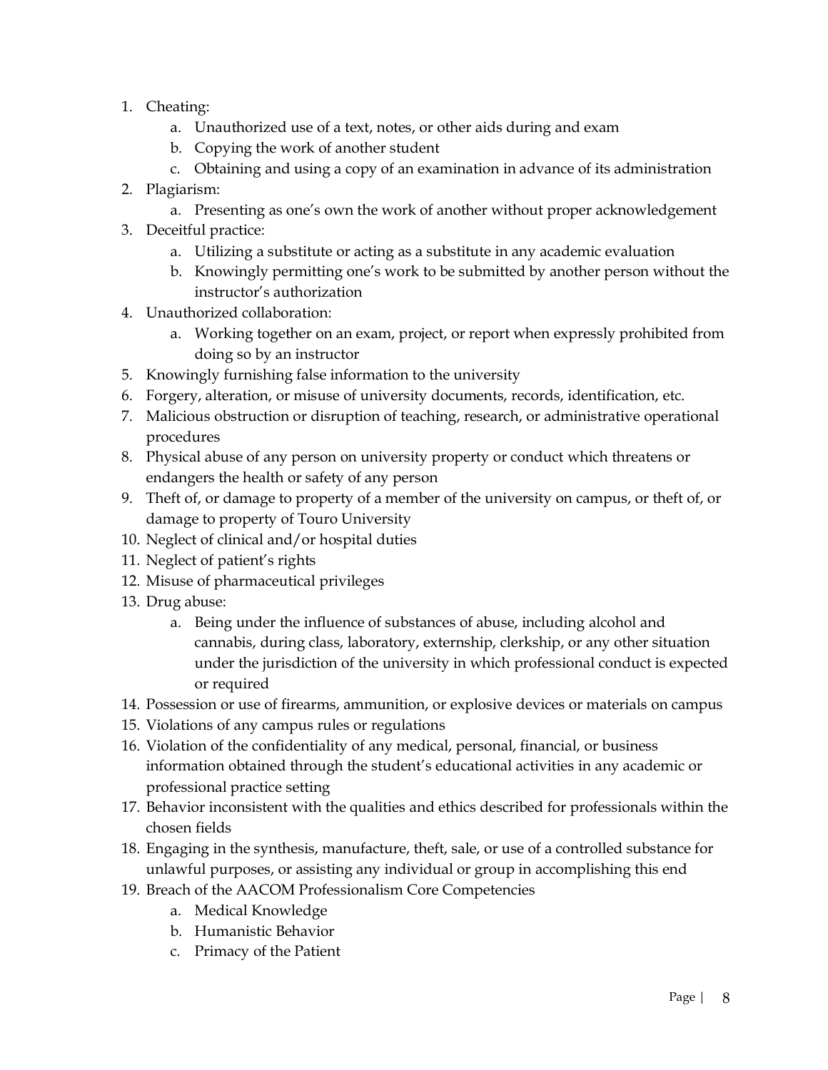1. Cheating:
    a. Unauthorized use of a text, notes, or other aids during and exam
    b. Copying the work of another student
    c. Obtaining and using a copy of an examination in advance of its administration
2. Plagiarism:
    a. Presenting as one's own the work of another without proper acknowledgement
3. Deceitful practice:
    a. Utilizing a substitute or acting as a substitute in any academic evaluation
    b. Knowingly permitting one's work to be submitted by another person without the instructor's authorization
4. Unauthorized collaboration:
    a. Working together on an exam, project, or report when expressly prohibited from doing so by an instructor
5. Knowingly furnishing false information to the university
6. Forgery, alteration, or misuse of university documents, records, identification, etc.
7. Malicious obstruction or disruption of teaching, research, or administrative operational procedures
8. Physical abuse of any person on university property or conduct which threatens or endangers the health or safety of any person
9. Theft of, or damage to property of a member of the university on campus, or theft of, or damage to property of Touro University
10. Neglect of clinical and/or hospital duties
11. Neglect of patient's rights
12. Misuse of pharmaceutical privileges
13. Drug abuse:
    a. Being under the influence of substances of abuse, including alcohol and cannabis, during class, laboratory, externship, clerkship, or any other situation under the jurisdiction of the university in which professional conduct is expected or required
14. Possession or use of firearms, ammunition, or explosive devices or materials on campus
15. Violations of any campus rules or regulations
16. Violation of the confidentiality of any medical, personal, financial, or business information obtained through the student's educational activities in any academic or professional practice setting
17. Behavior inconsistent with the qualities and ethics described for professionals within the chosen fields
18. Engaging in the synthesis, manufacture, theft, sale, or use of a controlled substance for unlawful purposes, or assisting any individual or group in accomplishing this end
19. Breach of the AACOM Professionalism Core Competencies
    a. Medical Knowledge
    b. Humanistic Behavior
    c. Primacy of the Patient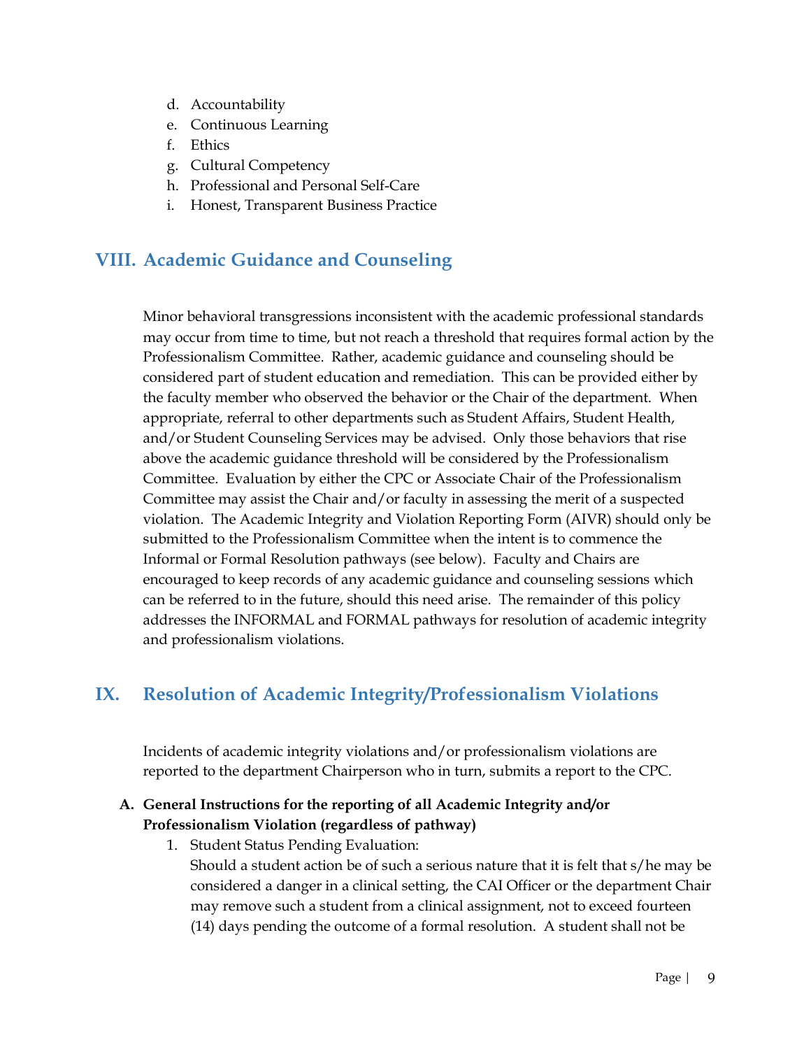d. Accountability
e. Continuous Learning
f. Ethics
g. Cultural Competency
h. Professional and Personal Self-Care
i. Honest, Transparent Business Practice

## VIII. Academic Guidance and Counseling

Minor behavioral transgressions inconsistent with the academic professional standards may occur from time to time, but not reach a threshold that requires formal action by the Professionalism Committee. Rather, academic guidance and counseling should be considered part of student education and remediation. This can be provided either by the faculty member who observed the behavior or the Chair of the department. When appropriate, referral to other departments such as Student Affairs, Student Health, and/or Student Counseling Services may be advised. Only those behaviors that rise above the academic guidance threshold will be considered by the Professionalism Committee. Evaluation by either the CPC or Associate Chair of the Professionalism Committee may assist the Chair and/or faculty in assessing the merit of a suspected violation. The Academic Integrity and Violation Reporting Form (AIVR) should only be submitted to the Professionalism Committee when the intent is to commence the Informal or Formal Resolution pathways (see below). Faculty and Chairs are encouraged to keep records of any academic guidance and counseling sessions which can be referred to in the future, should this need arise. The remainder of this policy addresses the INFORMAL and FORMAL pathways for resolution of academic integrity and professionalism violations.

## IX. Resolution of Academic Integrity/Professionalism Violations

Incidents of academic integrity violations and/or professionalism violations are reported to the department Chairperson who in turn, submits a report to the CPC.

### A. General Instructions for the reporting of all Academic Integrity and/or Professionalism Violation (regardless of pathway)

1. Student Status Pending Evaluation:
   Should a student action be of such a serious nature that it is felt that s/he may be considered a danger in a clinical setting, the CAI Officer or the department Chair may remove such a student from a clinical assignment, not to exceed fourteen (14) days pending the outcome of a formal resolution. A student shall not be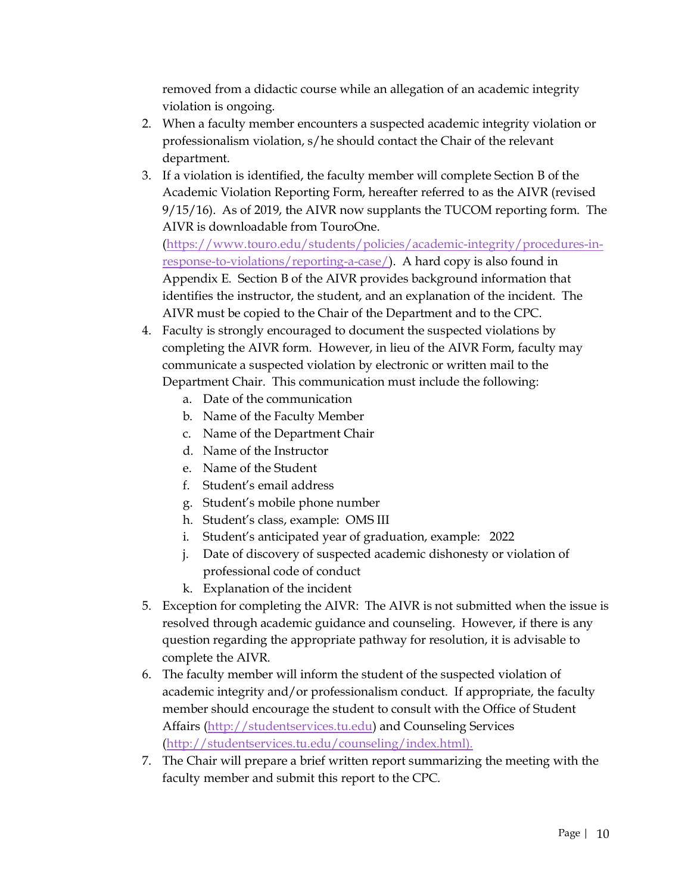removed from a didactic course while an allegation of an academic integrity violation is ongoing.

2. When a faculty member encounters a suspected academic integrity violation or professionalism violation, s/he should contact the Chair of the relevant department.
3. If a violation is identified, the faculty member will complete Section B of the Academic Violation Reporting Form, hereafter referred to as the AIVR (revised 9/15/16). As of 2019, the AIVR now supplants the TUCOM reporting form. The AIVR is downloadable from TouroOne. (https://www.touro.edu/students/policies/academic-integrity/procedures-in-response-to-violations/reporting-a-case/). A hard copy is also found in Appendix E. Section B of the AIVR provides background information that identifies the instructor, the student, and an explanation of the incident. The AIVR must be copied to the Chair of the Department and to the CPC.
4. Faculty is strongly encouraged to document the suspected violations by completing the AIVR form. However, in lieu of the AIVR Form, faculty may communicate a suspected violation by electronic or written mail to the Department Chair. This communication must include the following:
    a. Date of the communication
    b. Name of the Faculty Member
    c. Name of the Department Chair
    d. Name of the Instructor
    e. Name of the Student
    f. Student's email address
    g. Student's mobile phone number
    h. Student's class, example: OMS III
    i. Student's anticipated year of graduation, example: 2022
    j. Date of discovery of suspected academic dishonesty or violation of professional code of conduct
    k. Explanation of the incident
5. Exception for completing the AIVR: The AIVR is not submitted when the issue is resolved through academic guidance and counseling. However, if there is any question regarding the appropriate pathway for resolution, it is advisable to complete the AIVR.
6. The faculty member will inform the student of the suspected violation of academic integrity and/or professionalism conduct. If appropriate, the faculty member should encourage the student to consult with the Office of Student Affairs (http://studentservices.tu.edu) and Counseling Services (http://studentservices.tu.edu/counseling/index.html).
7. The Chair will prepare a brief written report summarizing the meeting with the faculty member and submit this report to the CPC.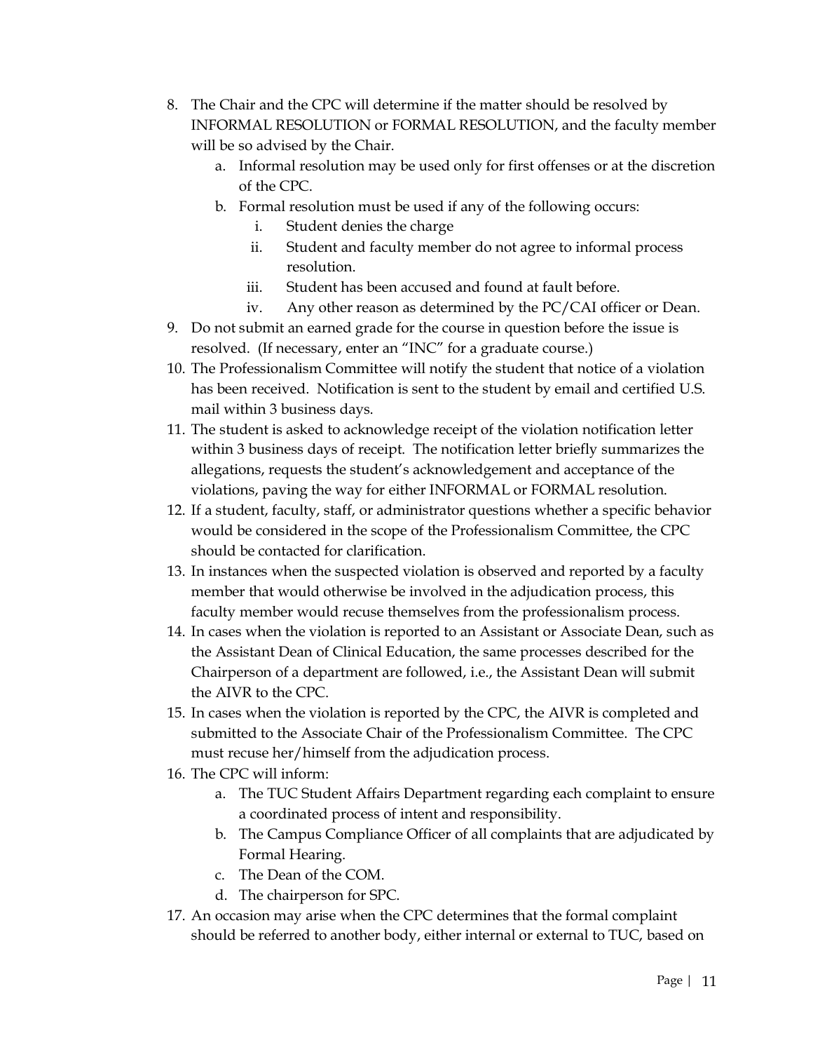8. The Chair and the CPC will determine if the matter should be resolved by INFORMAL RESOLUTION or FORMAL RESOLUTION, and the faculty member will be so advised by the Chair.
    a. Informal resolution may be used only for first offenses or at the discretion of the CPC.
    b. Formal resolution must be used if any of the following occurs:
        i. Student denies the charge
        ii. Student and faculty member do not agree to informal process resolution.
        iii. Student has been accused and found at fault before.
        iv. Any other reason as determined by the PC/CAI officer or Dean.
9. Do not submit an earned grade for the course in question before the issue is resolved. (If necessary, enter an "INC" for a graduate course.)
10. The Professionalism Committee will notify the student that notice of a violation has been received. Notification is sent to the student by email and certified U.S. mail within 3 business days.
11. The student is asked to acknowledge receipt of the violation notification letter within 3 business days of receipt. The notification letter briefly summarizes the allegations, requests the student's acknowledgement and acceptance of the violations, paving the way for either INFORMAL or FORMAL resolution.
12. If a student, faculty, staff, or administrator questions whether a specific behavior would be considered in the scope of the Professionalism Committee, the CPC should be contacted for clarification.
13. In instances when the suspected violation is observed and reported by a faculty member that would otherwise be involved in the adjudication process, this faculty member would recuse themselves from the professionalism process.
14. In cases when the violation is reported to an Assistant or Associate Dean, such as the Assistant Dean of Clinical Education, the same processes described for the Chairperson of a department are followed, i.e., the Assistant Dean will submit the AIVR to the CPC.
15. In cases when the violation is reported by the CPC, the AIVR is completed and submitted to the Associate Chair of the Professionalism Committee. The CPC must recuse her/himself from the adjudication process.
16. The CPC will inform:
    a. The TUC Student Affairs Department regarding each complaint to ensure a coordinated process of intent and responsibility.
    b. The Campus Compliance Officer of all complaints that are adjudicated by Formal Hearing.
    c. The Dean of the COM.
    d. The chairperson for SPC.
17. An occasion may arise when the CPC determines that the formal complaint should be referred to another body, either internal or external to TUC, based on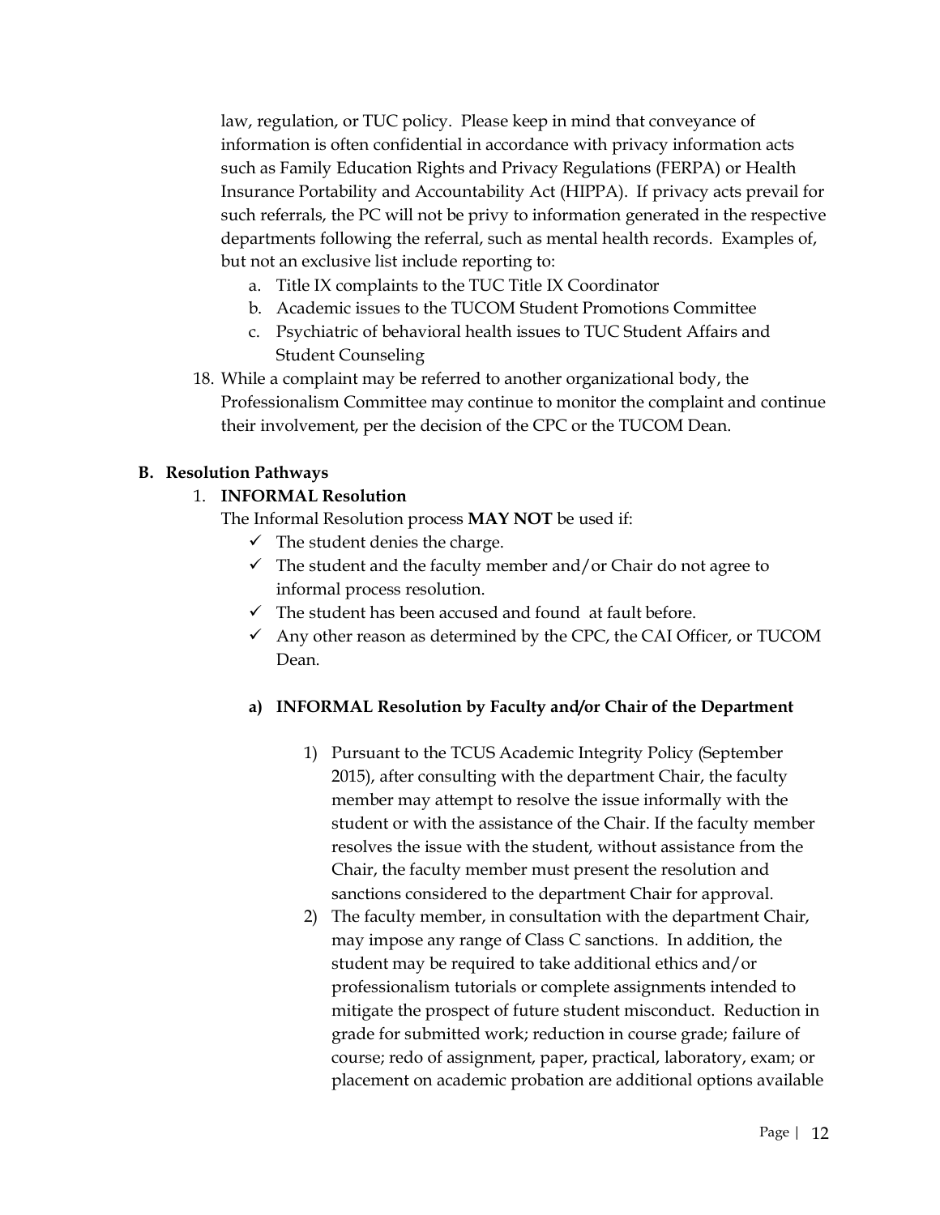law, regulation, or TUC policy. Please keep in mind that conveyance of information is often confidential in accordance with privacy information acts such as Family Education Rights and Privacy Regulations (FERPA) or Health Insurance Portability and Accountability Act (HIPPA). If privacy acts prevail for such referrals, the PC will not be privy to information generated in the respective departments following the referral, such as mental health records. Examples of, but not an exclusive list include reporting to:

   a. Title IX complaints to the TUC Title IX Coordinator
   b. Academic issues to the TUCOM Student Promotions Committee
   c. Psychiatric of behavioral health issues to TUC Student Affairs and Student Counseling

18. While a complaint may be referred to another organizational body, the Professionalism Committee may continue to monitor the complaint and continue their involvement, per the decision of the CPC or the TUCOM Dean.

**B. Resolution Pathways**

1. **INFORMAL Resolution**

   The Informal Resolution process **MAY NOT** be used if:

   - ✓ The student denies the charge.
   - ✓ The student and the faculty member and/or Chair do not agree to informal process resolution.
   - ✓ The student has been accused and found at fault before.
   - ✓ Any other reason as determined by the CPC, the CAI Officer, or TUCOM Dean.

   **a) INFORMAL Resolution by Faculty and/or Chair of the Department**

   1) Pursuant to the TCUS Academic Integrity Policy (September 2015), after consulting with the department Chair, the faculty member may attempt to resolve the issue informally with the student or with the assistance of the Chair. If the faculty member resolves the issue with the student, without assistance from the Chair, the faculty member must present the resolution and sanctions considered to the department Chair for approval.
   2) The faculty member, in consultation with the department Chair, may impose any range of Class C sanctions. In addition, the student may be required to take additional ethics and/or professionalism tutorials or complete assignments intended to mitigate the prospect of future student misconduct. Reduction in grade for submitted work; reduction in course grade; failure of course; redo of assignment, paper, practical, laboratory, exam; or placement on academic probation are additional options available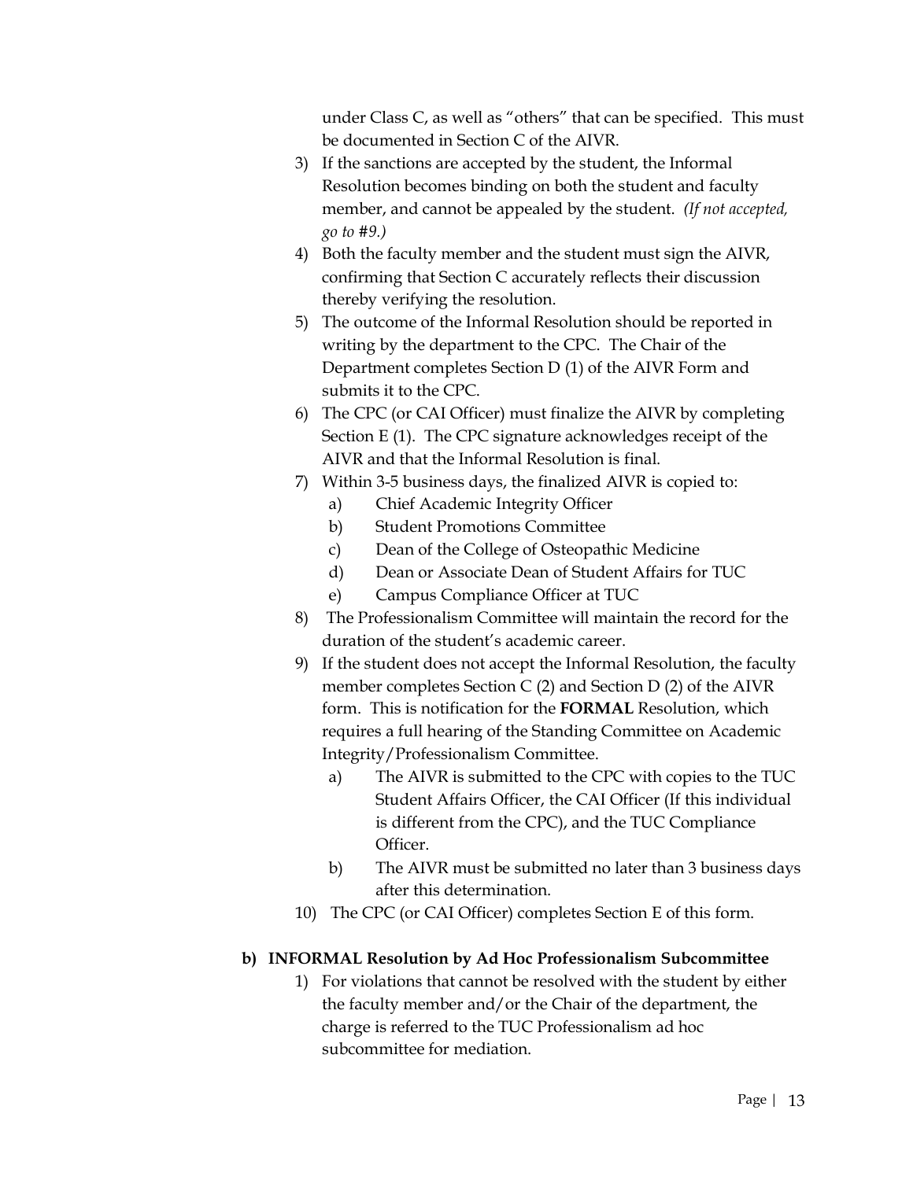under Class C, as well as "others" that can be specified. This must be documented in Section C of the AIVR.

3) If the sanctions are accepted by the student, the Informal Resolution becomes binding on both the student and faculty member, and cannot be appealed by the student. *(If not accepted, go to #9.)*
4) Both the faculty member and the student must sign the AIVR, confirming that Section C accurately reflects their discussion thereby verifying the resolution.
5) The outcome of the Informal Resolution should be reported in writing by the department to the CPC. The Chair of the Department completes Section D (1) of the AIVR Form and submits it to the CPC.
6) The CPC (or CAI Officer) must finalize the AIVR by completing Section E (1). The CPC signature acknowledges receipt of the AIVR and that the Informal Resolution is final.
7) Within 3-5 business days, the finalized AIVR is copied to:
   a) Chief Academic Integrity Officer
   b) Student Promotions Committee
   c) Dean of the College of Osteopathic Medicine
   d) Dean or Associate Dean of Student Affairs for TUC
   e) Campus Compliance Officer at TUC
8) The Professionalism Committee will maintain the record for the duration of the student's academic career.
9) If the student does not accept the Informal Resolution, the faculty member completes Section C (2) and Section D (2) of the AIVR form. This is notification for the **FORMAL** Resolution, which requires a full hearing of the Standing Committee on Academic Integrity/Professionalism Committee.
   a) The AIVR is submitted to the CPC with copies to the TUC Student Affairs Officer, the CAI Officer (If this individual is different from the CPC), and the TUC Compliance Officer.
   b) The AIVR must be submitted no later than 3 business days after this determination.
10) The CPC (or CAI Officer) completes Section E of this form.

**b) INFORMAL Resolution by Ad Hoc Professionalism Subcommittee**

1) For violations that cannot be resolved with the student by either the faculty member and/or the Chair of the department, the charge is referred to the TUC Professionalism ad hoc subcommittee for mediation.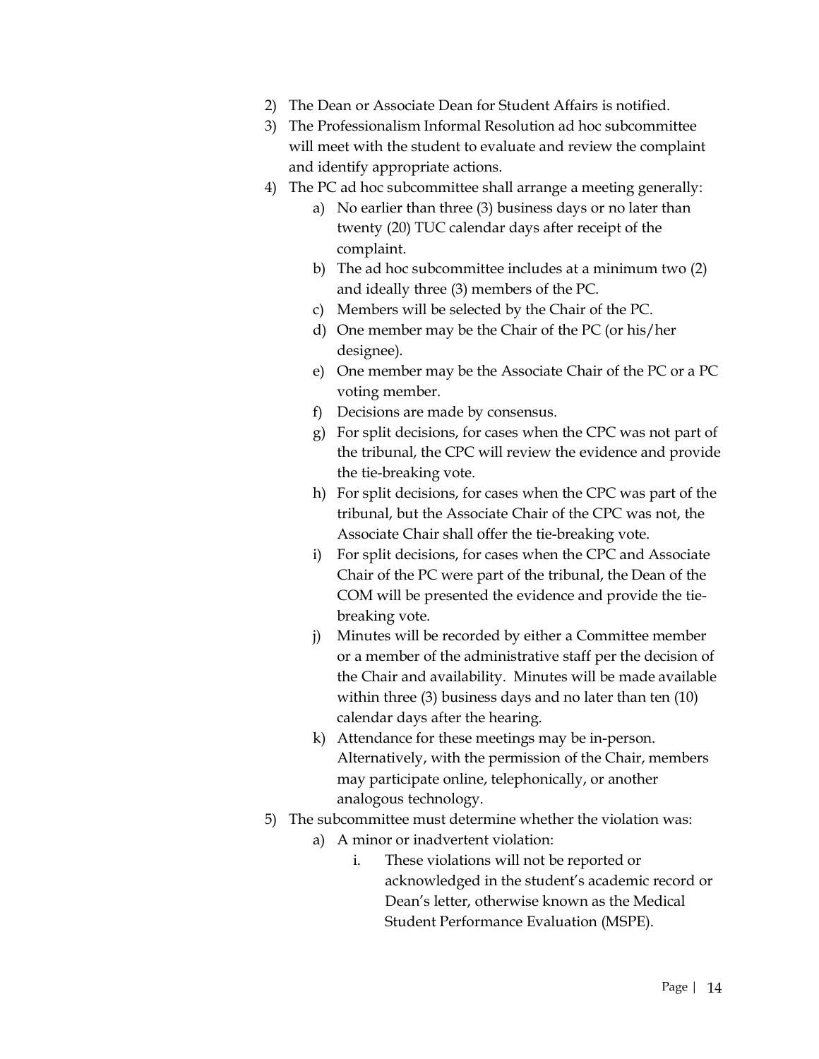2) The Dean or Associate Dean for Student Affairs is notified.
3) The Professionalism Informal Resolution ad hoc subcommittee will meet with the student to evaluate and review the complaint and identify appropriate actions.
4) The PC ad hoc subcommittee shall arrange a meeting generally:
    a) No earlier than three (3) business days or no later than twenty (20) TUC calendar days after receipt of the complaint.
    b) The ad hoc subcommittee includes at a minimum two (2) and ideally three (3) members of the PC.
    c) Members will be selected by the Chair of the PC.
    d) One member may be the Chair of the PC (or his/her designee).
    e) One member may be the Associate Chair of the PC or a PC voting member.
    f) Decisions are made by consensus.
    g) For split decisions, for cases when the CPC was not part of the tribunal, the CPC will review the evidence and provide the tie-breaking vote.
    h) For split decisions, for cases when the CPC was part of the tribunal, but the Associate Chair of the CPC was not, the Associate Chair shall offer the tie-breaking vote.
    i) For split decisions, for cases when the CPC and Associate Chair of the PC were part of the tribunal, the Dean of the COM will be presented the evidence and provide the tie-breaking vote.
    j) Minutes will be recorded by either a Committee member or a member of the administrative staff per the decision of the Chair and availability. Minutes will be made available within three (3) business days and no later than ten (10) calendar days after the hearing.
    k) Attendance for these meetings may be in-person. Alternatively, with the permission of the Chair, members may participate online, telephonically, or another analogous technology.
5) The subcommittee must determine whether the violation was:
    a) A minor or inadvertent violation:
        i. These violations will not be reported or acknowledged in the student's academic record or Dean's letter, otherwise known as the Medical Student Performance Evaluation (MSPE).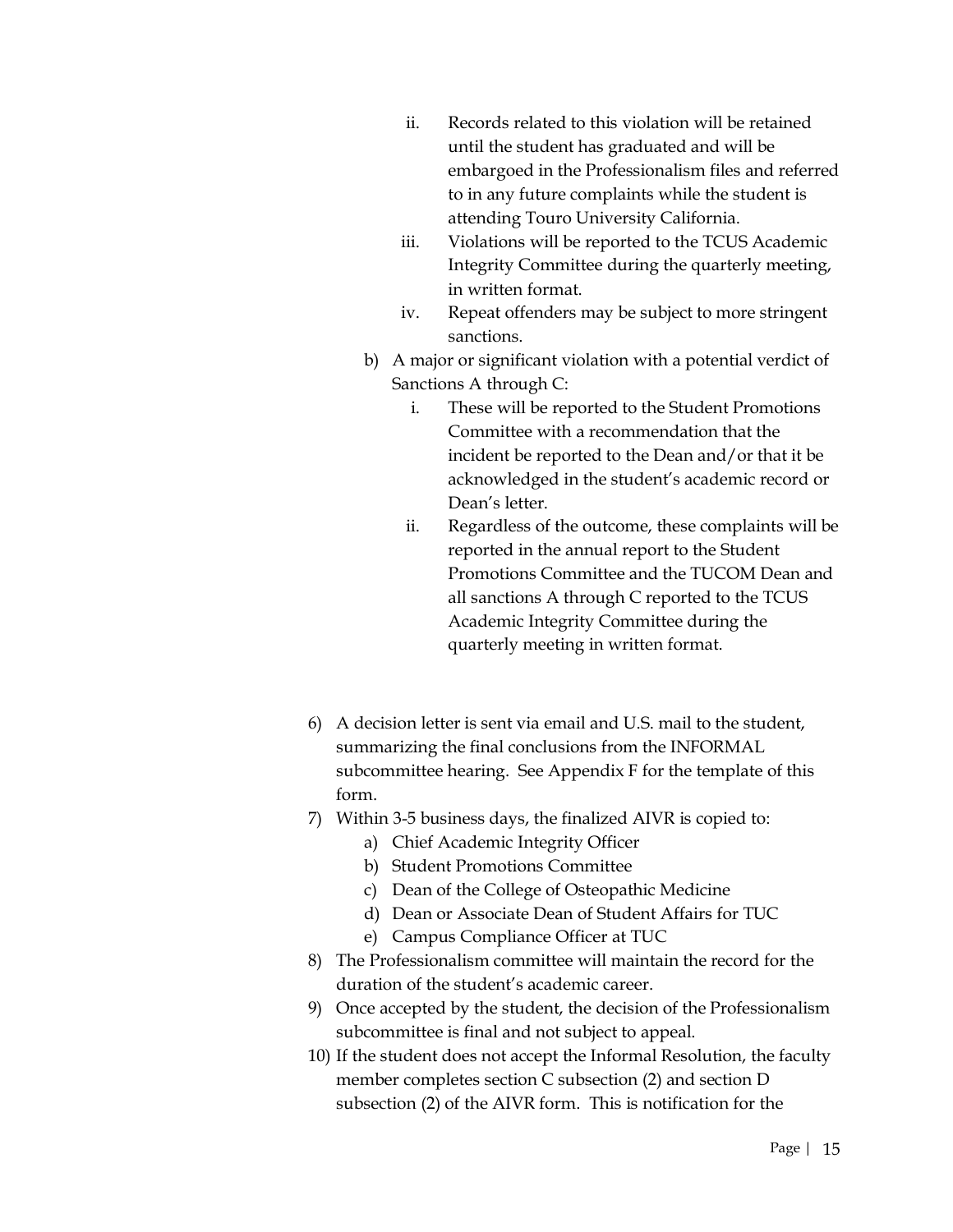ii. Records related to this violation will be retained until the student has graduated and will be embargoed in the Professionalism files and referred to in any future complaints while the student is attending Touro University California.
    iii. Violations will be reported to the TCUS Academic Integrity Committee during the quarterly meeting, in written format.
    iv. Repeat offenders may be subject to more stringent sanctions.

b) A major or significant violation with a potential verdict of Sanctions A through C:
    i. These will be reported to the Student Promotions Committee with a recommendation that the incident be reported to the Dean and/or that it be acknowledged in the student's academic record or Dean's letter.
    ii. Regardless of the outcome, these complaints will be reported in the annual report to the Student Promotions Committee and the TUCOM Dean and all sanctions A through C reported to the TCUS Academic Integrity Committee during the quarterly meeting in written format.

6) A decision letter is sent via email and U.S. mail to the student, summarizing the final conclusions from the INFORMAL subcommittee hearing. See Appendix F for the template of this form.
7) Within 3-5 business days, the finalized AIVR is copied to:
    a) Chief Academic Integrity Officer
    b) Student Promotions Committee
    c) Dean of the College of Osteopathic Medicine
    d) Dean or Associate Dean of Student Affairs for TUC
    e) Campus Compliance Officer at TUC
8) The Professionalism committee will maintain the record for the duration of the student's academic career.
9) Once accepted by the student, the decision of the Professionalism subcommittee is final and not subject to appeal.
10) If the student does not accept the Informal Resolution, the faculty member completes section C subsection (2) and section D subsection (2) of the AIVR form. This is notification for the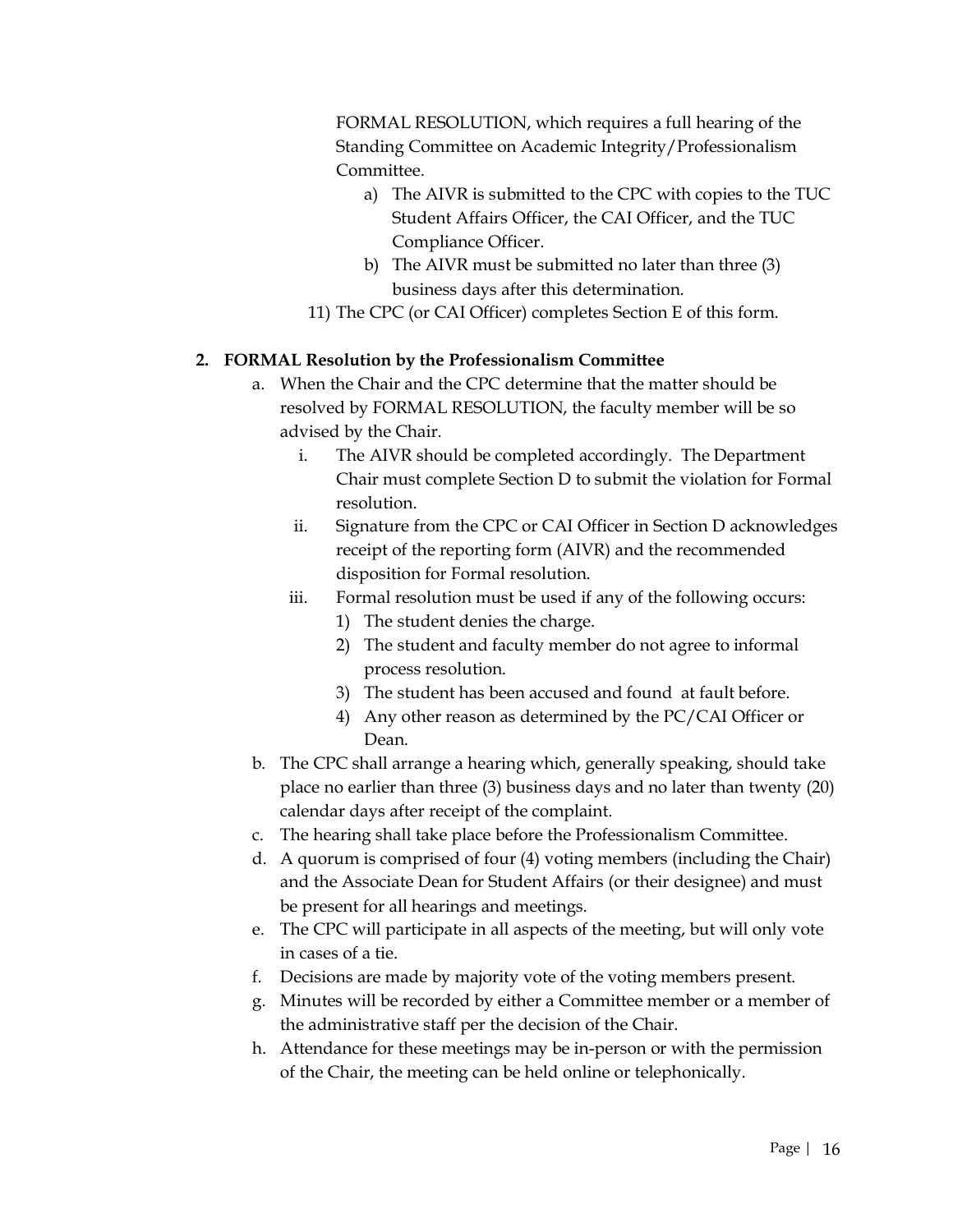FORMAL RESOLUTION, which requires a full hearing of the Standing Committee on Academic Integrity/Professionalism Committee.

a) The AIVR is submitted to the CPC with copies to the TUC Student Affairs Officer, the CAI Officer, and the TUC Compliance Officer.
b) The AIVR must be submitted no later than three (3) business days after this determination.

11) The CPC (or CAI Officer) completes Section E of this form.

**2. FORMAL Resolution by the Professionalism Committee**

a. When the Chair and the CPC determine that the matter should be resolved by FORMAL RESOLUTION, the faculty member will be so advised by the Chair.
   i. The AIVR should be completed accordingly. The Department Chair must complete Section D to submit the violation for Formal resolution.
   ii. Signature from the CPC or CAI Officer in Section D acknowledges receipt of the reporting form (AIVR) and the recommended disposition for Formal resolution.
   iii. Formal resolution must be used if any of the following occurs:
      1) The student denies the charge.
      2) The student and faculty member do not agree to informal process resolution.
      3) The student has been accused and found at fault before.
      4) Any other reason as determined by the PC/CAI Officer or Dean.
b. The CPC shall arrange a hearing which, generally speaking, should take place no earlier than three (3) business days and no later than twenty (20) calendar days after receipt of the complaint.
c. The hearing shall take place before the Professionalism Committee.
d. A quorum is comprised of four (4) voting members (including the Chair) and the Associate Dean for Student Affairs (or their designee) and must be present for all hearings and meetings.
e. The CPC will participate in all aspects of the meeting, but will only vote in cases of a tie.
f. Decisions are made by majority vote of the voting members present.
g. Minutes will be recorded by either a Committee member or a member of the administrative staff per the decision of the Chair.
h. Attendance for these meetings may be in-person or with the permission of the Chair, the meeting can be held online or telephonically.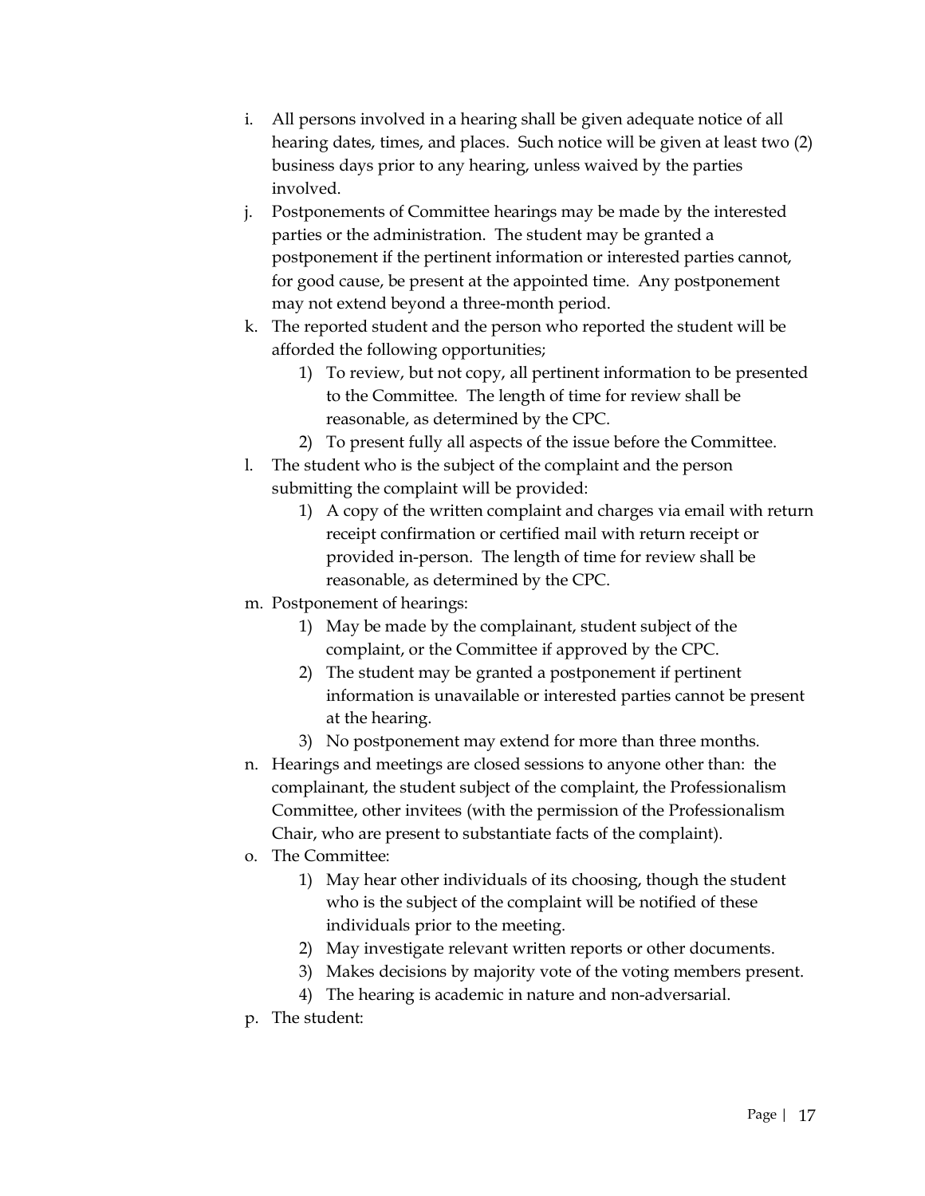i. All persons involved in a hearing shall be given adequate notice of all hearing dates, times, and places. Such notice will be given at least two (2) business days prior to any hearing, unless waived by the parties involved.

j. Postponements of Committee hearings may be made by the interested parties or the administration. The student may be granted a postponement if the pertinent information or interested parties cannot, for good cause, be present at the appointed time. Any postponement may not extend beyond a three-month period.

k. The reported student and the person who reported the student will be afforded the following opportunities;
   1) To review, but not copy, all pertinent information to be presented to the Committee. The length of time for review shall be reasonable, as determined by the CPC.
   2) To present fully all aspects of the issue before the Committee.

l. The student who is the subject of the complaint and the person submitting the complaint will be provided:
   1) A copy of the written complaint and charges via email with return receipt confirmation or certified mail with return receipt or provided in-person. The length of time for review shall be reasonable, as determined by the CPC.

m. Postponement of hearings:
   1) May be made by the complainant, student subject of the complaint, or the Committee if approved by the CPC.
   2) The student may be granted a postponement if pertinent information is unavailable or interested parties cannot be present at the hearing.
   3) No postponement may extend for more than three months.

n. Hearings and meetings are closed sessions to anyone other than: the complainant, the student subject of the complaint, the Professionalism Committee, other invitees (with the permission of the Professionalism Chair, who are present to substantiate facts of the complaint).

o. The Committee:
   1) May hear other individuals of its choosing, though the student who is the subject of the complaint will be notified of these individuals prior to the meeting.
   2) May investigate relevant written reports or other documents.
   3) Makes decisions by majority vote of the voting members present.
   4) The hearing is academic in nature and non-adversarial.

p. The student: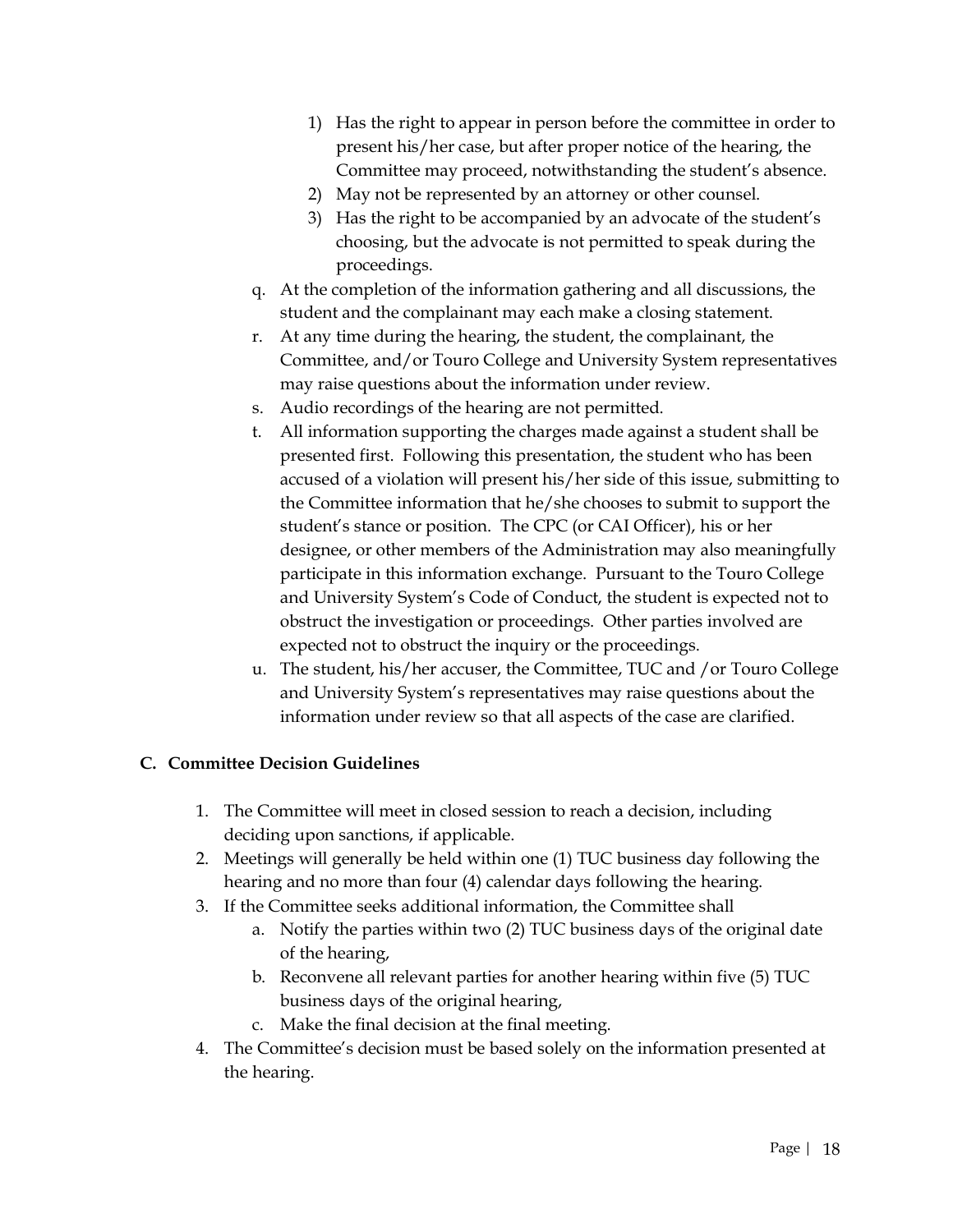1) Has the right to appear in person before the committee in order to present his/her case, but after proper notice of the hearing, the Committee may proceed, notwithstanding the student's absence.
2) May not be represented by an attorney or other counsel.
3) Has the right to be accompanied by an advocate of the student's choosing, but the advocate is not permitted to speak during the proceedings.

q. At the completion of the information gathering and all discussions, the student and the complainant may each make a closing statement.

r. At any time during the hearing, the student, the complainant, the Committee, and/or Touro College and University System representatives may raise questions about the information under review.

s. Audio recordings of the hearing are not permitted.

t. All information supporting the charges made against a student shall be presented first. Following this presentation, the student who has been accused of a violation will present his/her side of this issue, submitting to the Committee information that he/she chooses to submit to support the student's stance or position. The CPC (or CAI Officer), his or her designee, or other members of the Administration may also meaningfully participate in this information exchange. Pursuant to the Touro College and University System's Code of Conduct, the student is expected not to obstruct the investigation or proceedings. Other parties involved are expected not to obstruct the inquiry or the proceedings.

u. The student, his/her accuser, the Committee, TUC and /or Touro College and University System's representatives may raise questions about the information under review so that all aspects of the case are clarified.

### C. Committee Decision Guidelines

1. The Committee will meet in closed session to reach a decision, including deciding upon sanctions, if applicable.
2. Meetings will generally be held within one (1) TUC business day following the hearing and no more than four (4) calendar days following the hearing.
3. If the Committee seeks additional information, the Committee shall
   a. Notify the parties within two (2) TUC business days of the original date of the hearing,
   b. Reconvene all relevant parties for another hearing within five (5) TUC business days of the original hearing,
   c. Make the final decision at the final meeting.
4. The Committee's decision must be based solely on the information presented at the hearing.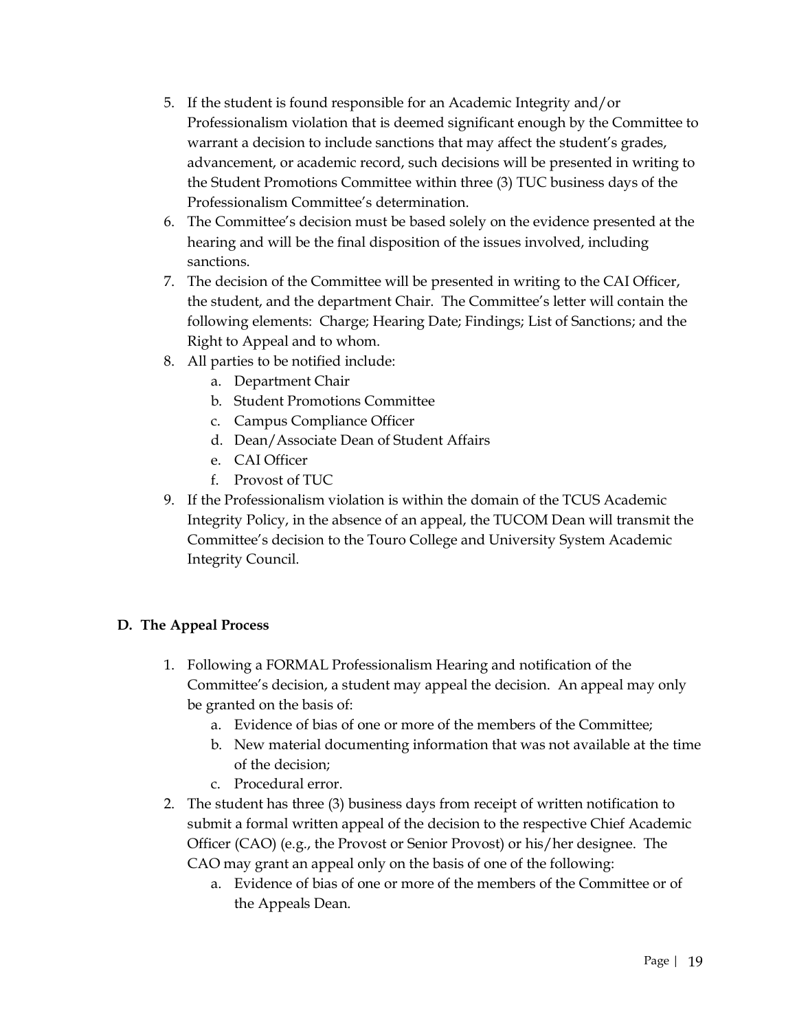5. If the student is found responsible for an Academic Integrity and/or Professionalism violation that is deemed significant enough by the Committee to warrant a decision to include sanctions that may affect the student's grades, advancement, or academic record, such decisions will be presented in writing to the Student Promotions Committee within three (3) TUC business days of the Professionalism Committee's determination.
6. The Committee's decision must be based solely on the evidence presented at the hearing and will be the final disposition of the issues involved, including sanctions.
7. The decision of the Committee will be presented in writing to the CAI Officer, the student, and the department Chair. The Committee's letter will contain the following elements: Charge; Hearing Date; Findings; List of Sanctions; and the Right to Appeal and to whom.
8. All parties to be notified include:
    a. Department Chair
    b. Student Promotions Committee
    c. Campus Compliance Officer
    d. Dean/Associate Dean of Student Affairs
    e. CAI Officer
    f. Provost of TUC
9. If the Professionalism violation is within the domain of the TCUS Academic Integrity Policy, in the absence of an appeal, the TUCOM Dean will transmit the Committee's decision to the Touro College and University System Academic Integrity Council.

**D. The Appeal Process**

1. Following a FORMAL Professionalism Hearing and notification of the Committee's decision, a student may appeal the decision. An appeal may only be granted on the basis of:
    a. Evidence of bias of one or more of the members of the Committee;
    b. New material documenting information that was not available at the time of the decision;
    c. Procedural error.
2. The student has three (3) business days from receipt of written notification to submit a formal written appeal of the decision to the respective Chief Academic Officer (CAO) (e.g., the Provost or Senior Provost) or his/her designee. The CAO may grant an appeal only on the basis of one of the following:
    a. Evidence of bias of one or more of the members of the Committee or of the Appeals Dean.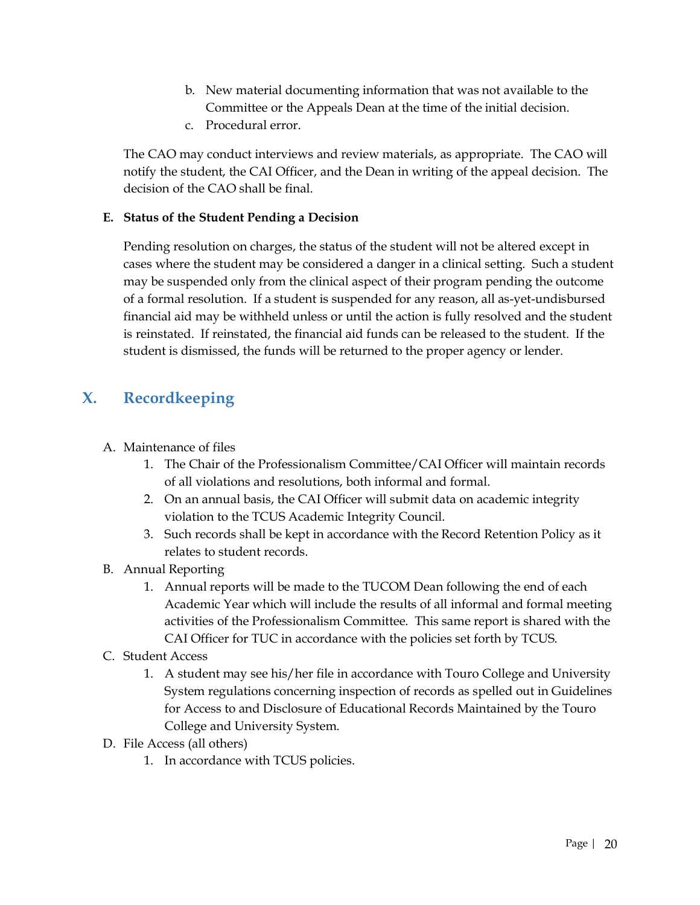b. New material documenting information that was not available to the Committee or the Appeals Dean at the time of the initial decision.
c. Procedural error.

The CAO may conduct interviews and review materials, as appropriate. The CAO will notify the student, the CAI Officer, and the Dean in writing of the appeal decision. The decision of the CAO shall be final.

**E. Status of the Student Pending a Decision**

Pending resolution on charges, the status of the student will not be altered except in cases where the student may be considered a danger in a clinical setting. Such a student may be suspended only from the clinical aspect of their program pending the outcome of a formal resolution. If a student is suspended for any reason, all as-yet-undisbursed financial aid may be withheld unless or until the action is fully resolved and the student is reinstated. If reinstated, the financial aid funds can be released to the student. If the student is dismissed, the funds will be returned to the proper agency or lender.

## X. Recordkeeping

A. Maintenance of files
   1. The Chair of the Professionalism Committee/CAI Officer will maintain records of all violations and resolutions, both informal and formal.
   2. On an annual basis, the CAI Officer will submit data on academic integrity violation to the TCUS Academic Integrity Council.
   3. Such records shall be kept in accordance with the Record Retention Policy as it relates to student records.

B. Annual Reporting
   1. Annual reports will be made to the TUCOM Dean following the end of each Academic Year which will include the results of all informal and formal meeting activities of the Professionalism Committee. This same report is shared with the CAI Officer for TUC in accordance with the policies set forth by TCUS.

C. Student Access
   1. A student may see his/her file in accordance with Touro College and University System regulations concerning inspection of records as spelled out in Guidelines for Access to and Disclosure of Educational Records Maintained by the Touro College and University System.

D. File Access (all others)
   1. In accordance with TCUS policies.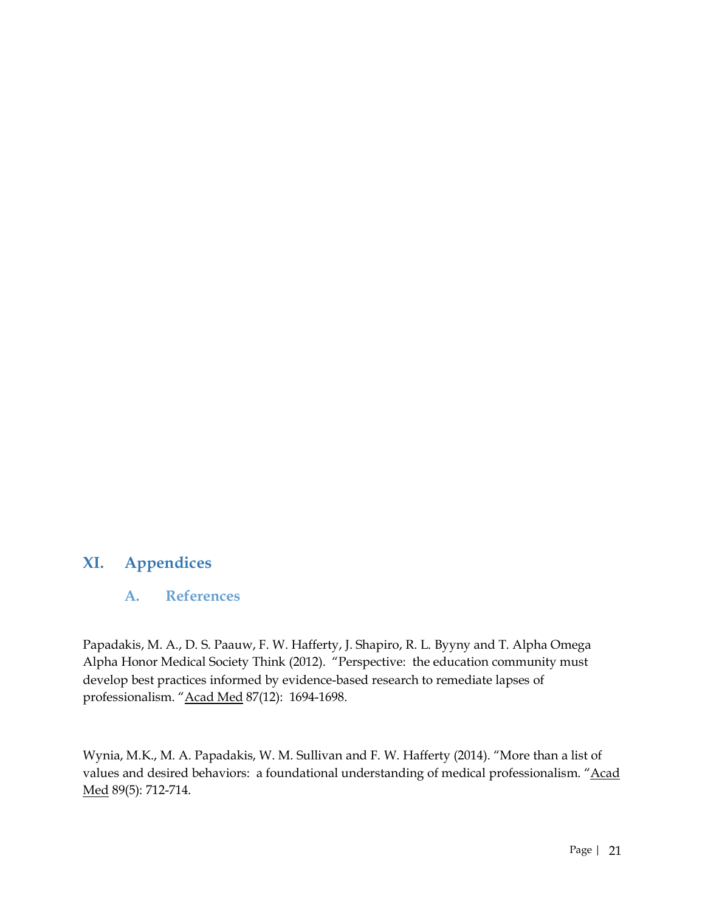# XI. Appendices

## A. References

Papadakis, M. A., D. S. Paauw, F. W. Hafferty, J. Shapiro, R. L. Byyny and T. Alpha Omega Alpha Honor Medical Society Think (2012). "Perspective: the education community must develop best practices informed by evidence-based research to remediate lapses of professionalism. "Acad Med 87(12): 1694-1698.

Wynia, M.K., M. A. Papadakis, W. M. Sullivan and F. W. Hafferty (2014). "More than a list of values and desired behaviors: a foundational understanding of medical professionalism. "Acad Med 89(5): 712-714.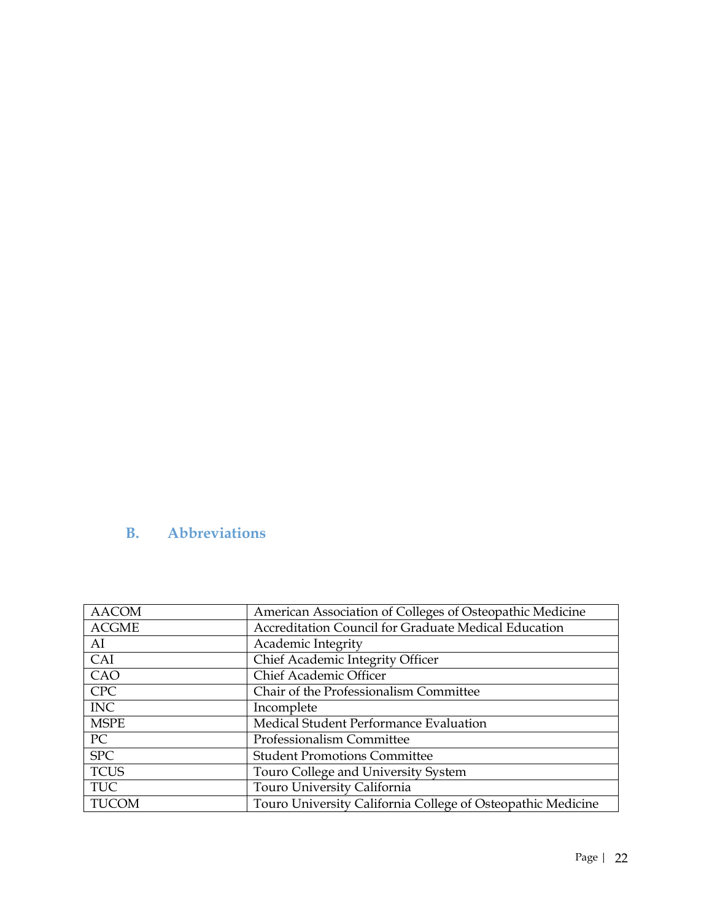## B. Abbreviations

| | |
|---|---|
| AACOM | American Association of Colleges of Osteopathic Medicine |
| ACGME | Accreditation Council for Graduate Medical Education |
| AI | Academic Integrity |
| CAI | Chief Academic Integrity Officer |
| CAO | Chief Academic Officer |
| CPC | Chair of the Professionalism Committee |
| INC | Incomplete |
| MSPE | Medical Student Performance Evaluation |
| PC | Professionalism Committee |
| SPC | Student Promotions Committee |
| TCUS | Touro College and University System |
| TUC | Touro University California |
| TUCOM | Touro University California College of Osteopathic Medicine |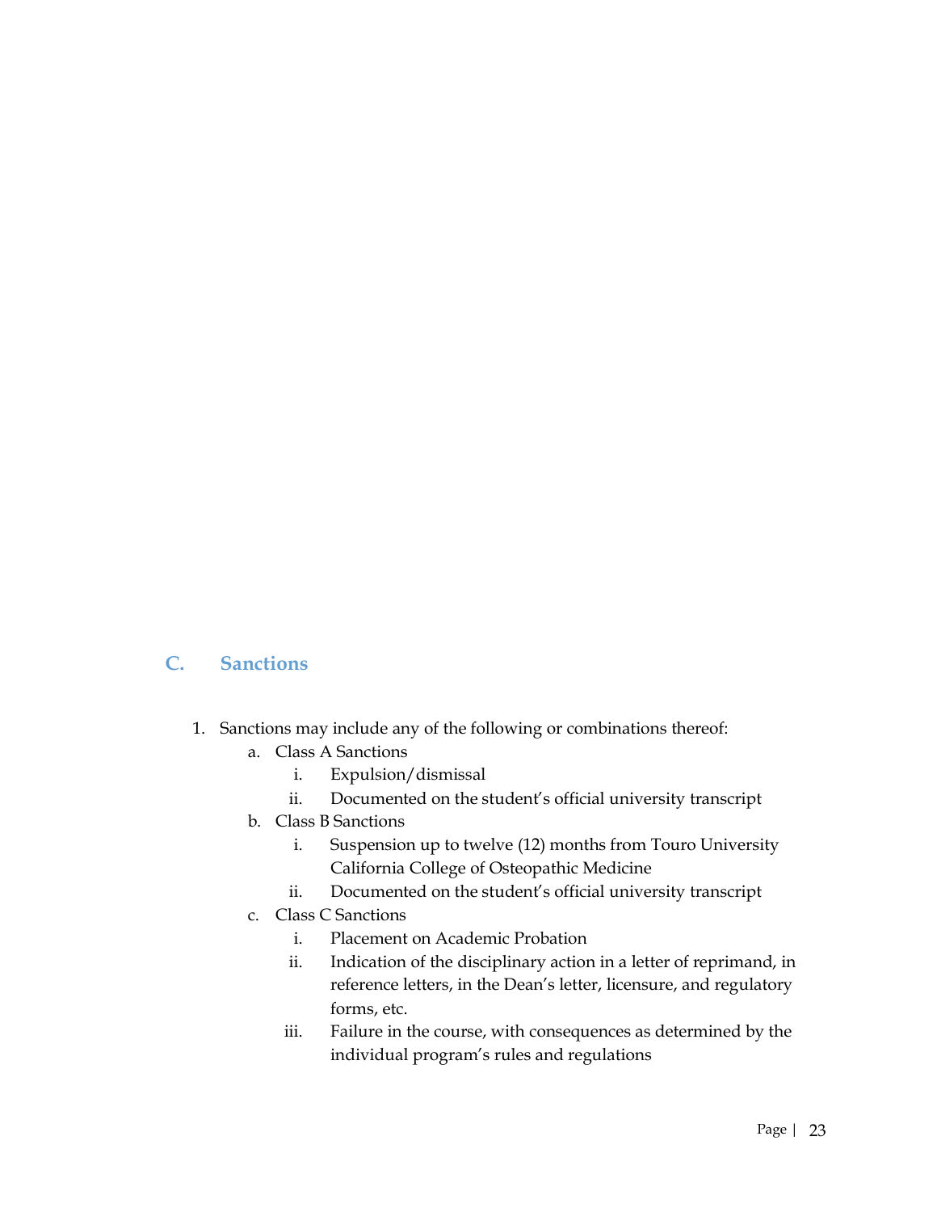## C. Sanctions

1. Sanctions may include any of the following or combinations thereof:
   a. Class A Sanctions
      i. Expulsion/dismissal
      ii. Documented on the student's official university transcript
   b. Class B Sanctions
      i. Suspension up to twelve (12) months from Touro University California College of Osteopathic Medicine
      ii. Documented on the student's official university transcript
   c. Class C Sanctions
      i. Placement on Academic Probation
      ii. Indication of the disciplinary action in a letter of reprimand, in reference letters, in the Dean's letter, licensure, and regulatory forms, etc.
      iii. Failure in the course, with consequences as determined by the individual program's rules and regulations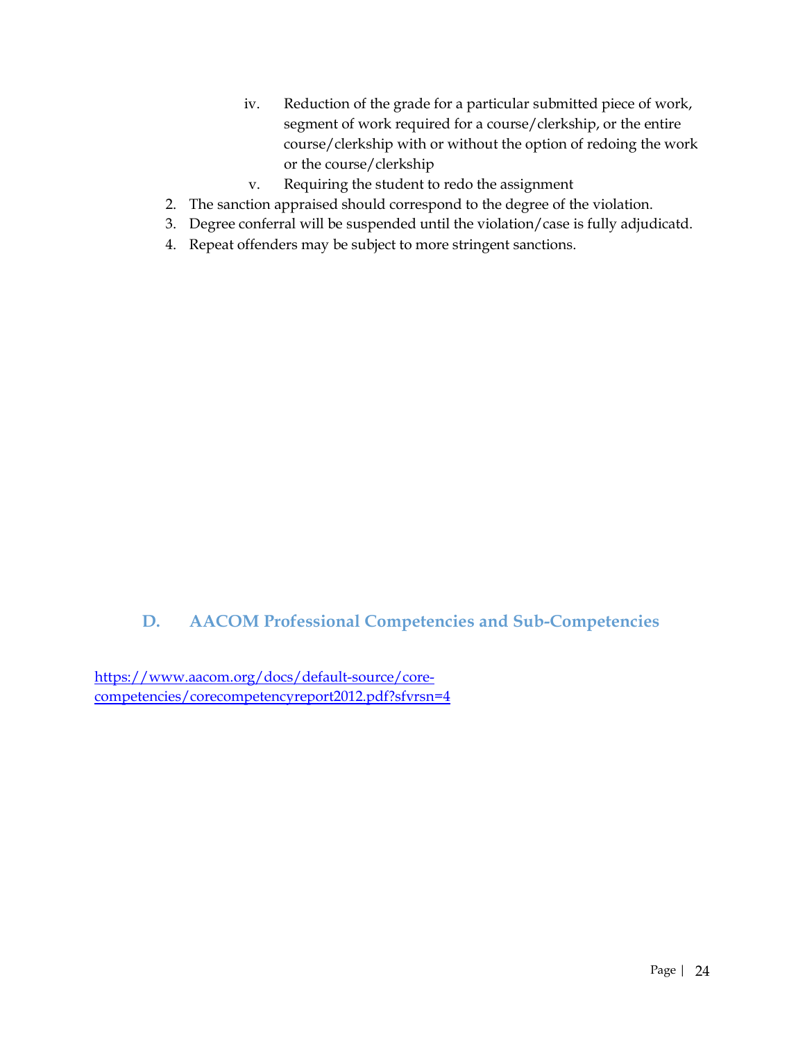iv. Reduction of the grade for a particular submitted piece of work, segment of work required for a course/clerkship, or the entire course/clerkship with or without the option of redoing the work or the course/clerkship
    v. Requiring the student to redo the assignment

2. The sanction appraised should correspond to the degree of the violation.
3. Degree conferral will be suspended until the violation/case is fully adjudicatd.
4. Repeat offenders may be subject to more stringent sanctions.

## D. AACOM Professional Competencies and Sub-Competencies

https://www.aacom.org/docs/default-source/core-competencies/corecompetencyreport2012.pdf?sfvrsn=4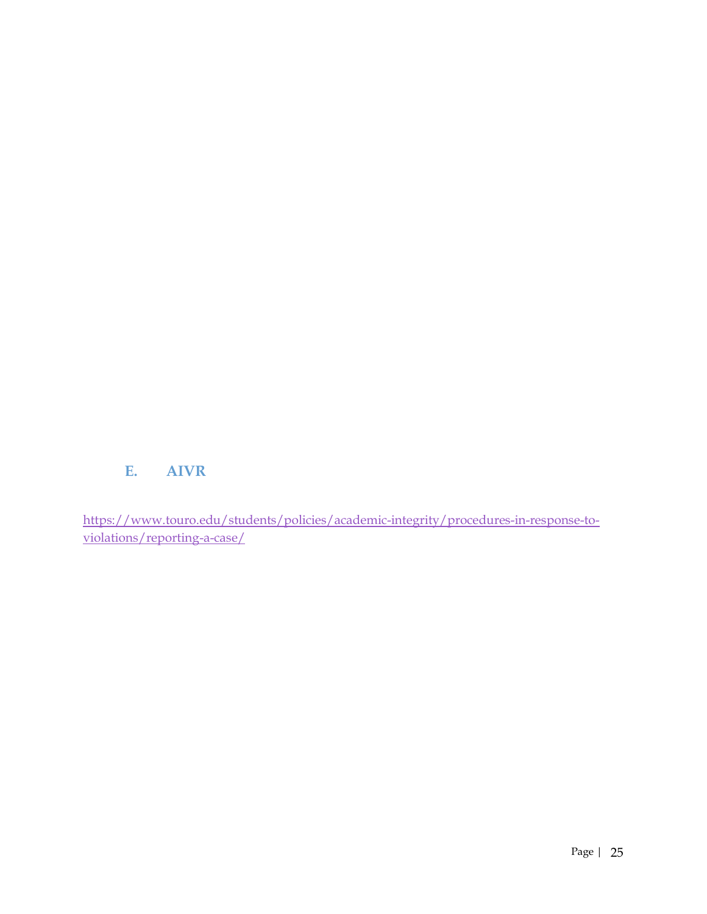## E. AIVR

https://www.touro.edu/students/policies/academic-integrity/procedures-in-response-to-violations/reporting-a-case/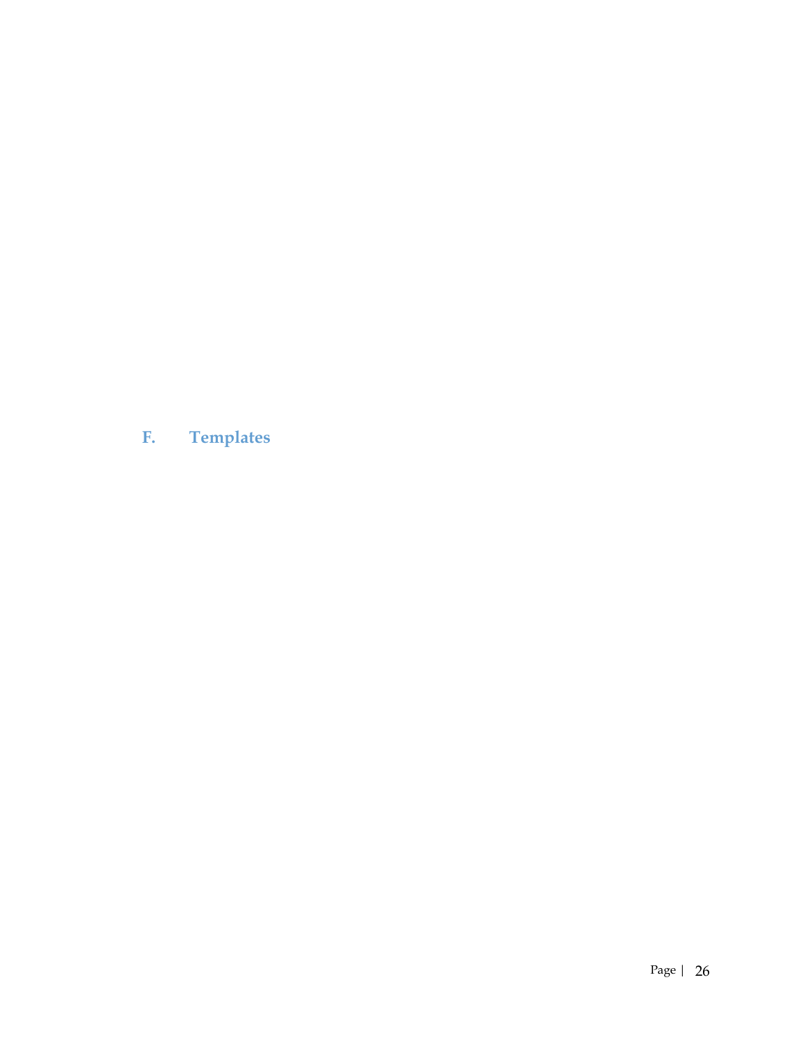## F. Templates